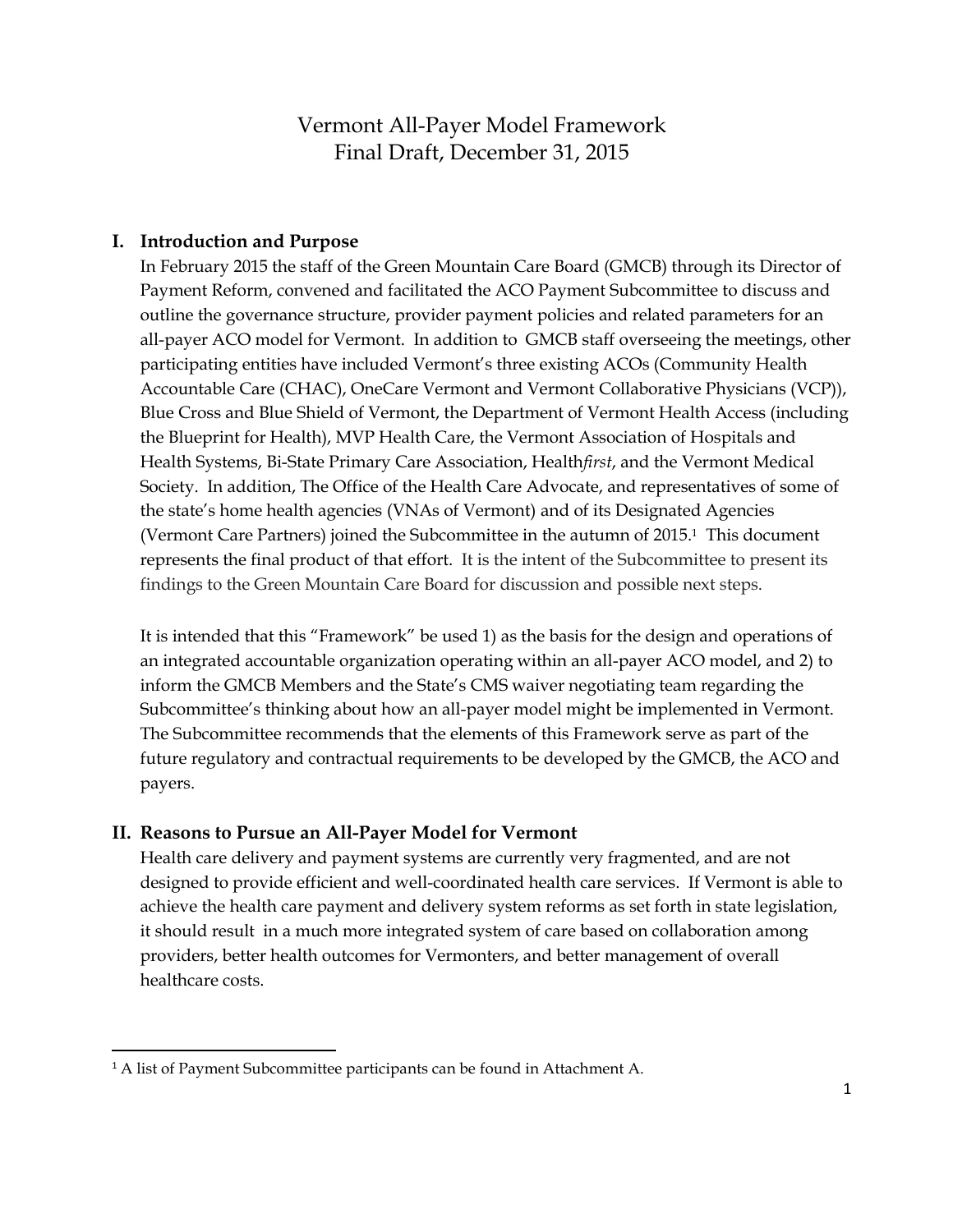# Vermont All-Payer Model Framework
## Final Draft, December 31, 2015

## I. Introduction and Purpose

In February 2015 the staff of the Green Mountain Care Board (GMCB) through its Director of Payment Reform, convened and facilitated the ACO Payment Subcommittee to discuss and outline the governance structure, provider payment policies and related parameters for an all-payer ACO model for Vermont. In addition to GMCB staff overseeing the meetings, other participating entities have included Vermont's three existing ACOs (Community Health Accountable Care (CHAC), OneCare Vermont and Vermont Collaborative Physicians (VCP)), Blue Cross and Blue Shield of Vermont, the Department of Vermont Health Access (including the Blueprint for Health), MVP Health Care, the Vermont Association of Hospitals and Health Systems, Bi-State Primary Care Association, Health*first*, and the Vermont Medical Society. In addition, The Office of the Health Care Advocate, and representatives of some of the state's home health agencies (VNAs of Vermont) and of its Designated Agencies (Vermont Care Partners) joined the Subcommittee in the autumn of 2015.[1] This document represents the final product of that effort. It is the intent of the Subcommittee to present its findings to the Green Mountain Care Board for discussion and possible next steps.

It is intended that this "Framework" be used 1) as the basis for the design and operations of an integrated accountable organization operating within an all-payer ACO model, and 2) to inform the GMCB Members and the State's CMS waiver negotiating team regarding the Subcommittee's thinking about how an all-payer model might be implemented in Vermont. The Subcommittee recommends that the elements of this Framework serve as part of the future regulatory and contractual requirements to be developed by the GMCB, the ACO and payers.

## II. Reasons to Pursue an All-Payer Model for Vermont

Health care delivery and payment systems are currently very fragmented, and are not designed to provide efficient and well-coordinated health care services. If Vermont is able to achieve the health care payment and delivery system reforms as set forth in state legislation, it should result in a much more integrated system of care based on collaboration among providers, better health outcomes for Vermonters, and better management of overall healthcare costs.

---

[1] A list of Payment Subcommittee participants can be found in Attachment A.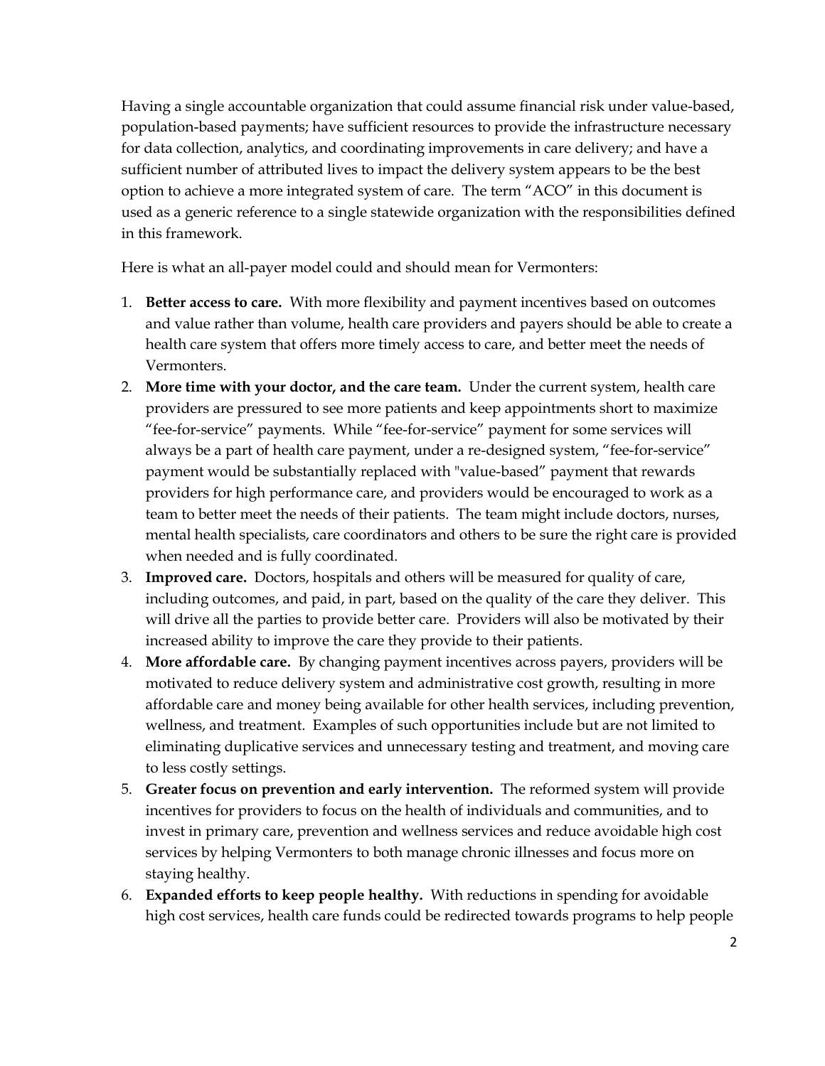Having a single accountable organization that could assume financial risk under value-based, population-based payments; have sufficient resources to provide the infrastructure necessary for data collection, analytics, and coordinating improvements in care delivery; and have a sufficient number of attributed lives to impact the delivery system appears to be the best option to achieve a more integrated system of care. The term "ACO" in this document is used as a generic reference to a single statewide organization with the responsibilities defined in this framework.

Here is what an all-payer model could and should mean for Vermonters:

1. **Better access to care.** With more flexibility and payment incentives based on outcomes and value rather than volume, health care providers and payers should be able to create a health care system that offers more timely access to care, and better meet the needs of Vermonters.
2. **More time with your doctor, and the care team.** Under the current system, health care providers are pressured to see more patients and keep appointments short to maximize "fee-for-service" payments. While "fee-for-service" payment for some services will always be a part of health care payment, under a re-designed system, "fee-for-service" payment would be substantially replaced with "value-based" payment that rewards providers for high performance care, and providers would be encouraged to work as a team to better meet the needs of their patients. The team might include doctors, nurses, mental health specialists, care coordinators and others to be sure the right care is provided when needed and is fully coordinated.
3. **Improved care.** Doctors, hospitals and others will be measured for quality of care, including outcomes, and paid, in part, based on the quality of the care they deliver. This will drive all the parties to provide better care. Providers will also be motivated by their increased ability to improve the care they provide to their patients.
4. **More affordable care.** By changing payment incentives across payers, providers will be motivated to reduce delivery system and administrative cost growth, resulting in more affordable care and money being available for other health services, including prevention, wellness, and treatment. Examples of such opportunities include but are not limited to eliminating duplicative services and unnecessary testing and treatment, and moving care to less costly settings.
5. **Greater focus on prevention and early intervention.** The reformed system will provide incentives for providers to focus on the health of individuals and communities, and to invest in primary care, prevention and wellness services and reduce avoidable high cost services by helping Vermonters to both manage chronic illnesses and focus more on staying healthy.
6. **Expanded efforts to keep people healthy.** With reductions in spending for avoidable high cost services, health care funds could be redirected towards programs to help people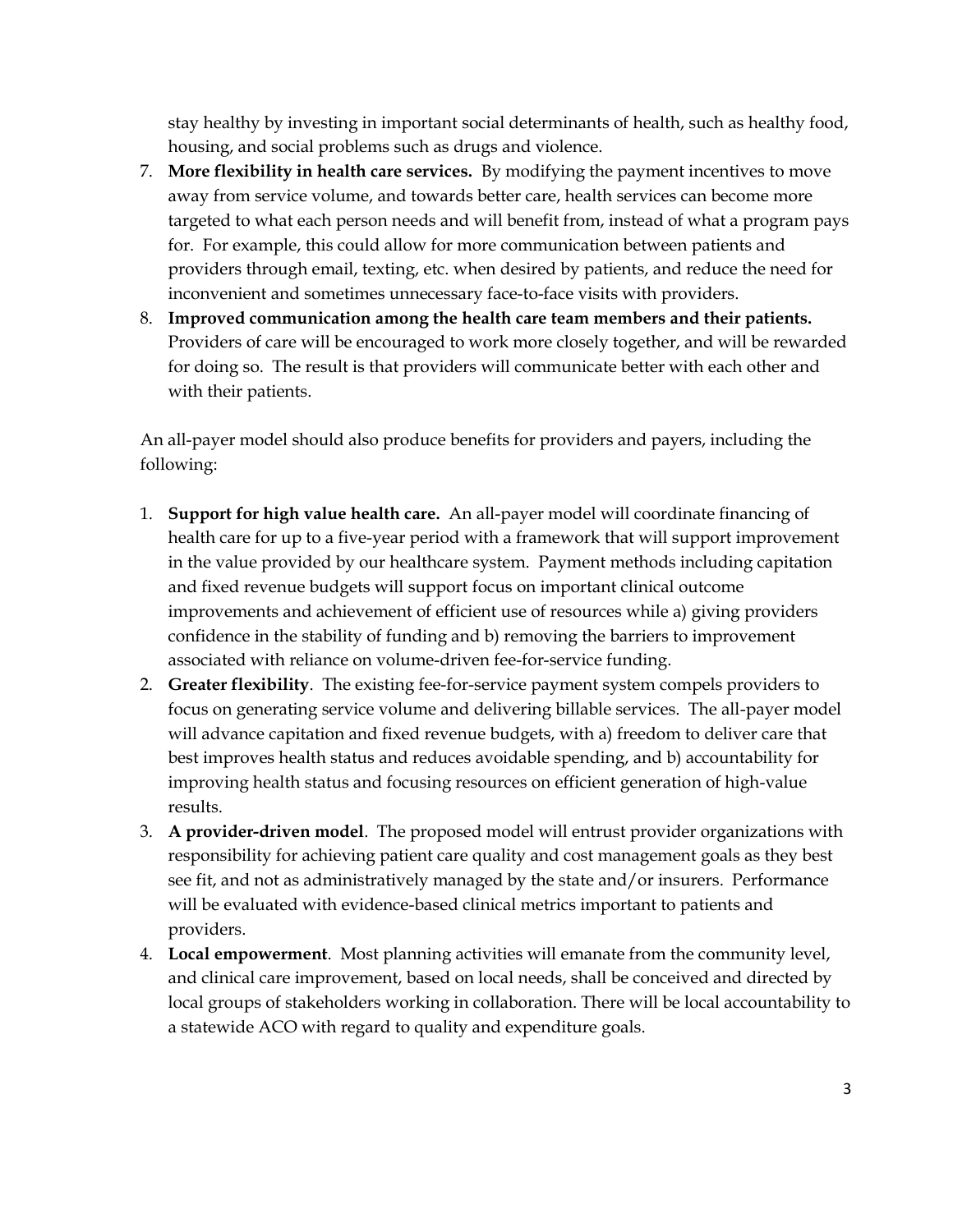stay healthy by investing in important social determinants of health, such as healthy food, housing, and social problems such as drugs and violence.

7. **More flexibility in health care services.** By modifying the payment incentives to move away from service volume, and towards better care, health services can become more targeted to what each person needs and will benefit from, instead of what a program pays for. For example, this could allow for more communication between patients and providers through email, texting, etc. when desired by patients, and reduce the need for inconvenient and sometimes unnecessary face-to-face visits with providers.
8. **Improved communication among the health care team members and their patients.** Providers of care will be encouraged to work more closely together, and will be rewarded for doing so. The result is that providers will communicate better with each other and with their patients.

An all-payer model should also produce benefits for providers and payers, including the following:

1. **Support for high value health care.** An all-payer model will coordinate financing of health care for up to a five-year period with a framework that will support improvement in the value provided by our healthcare system. Payment methods including capitation and fixed revenue budgets will support focus on important clinical outcome improvements and achievement of efficient use of resources while a) giving providers confidence in the stability of funding and b) removing the barriers to improvement associated with reliance on volume-driven fee-for-service funding.
2. **Greater flexibility**. The existing fee-for-service payment system compels providers to focus on generating service volume and delivering billable services. The all-payer model will advance capitation and fixed revenue budgets, with a) freedom to deliver care that best improves health status and reduces avoidable spending, and b) accountability for improving health status and focusing resources on efficient generation of high-value results.
3. **A provider-driven model**. The proposed model will entrust provider organizations with responsibility for achieving patient care quality and cost management goals as they best see fit, and not as administratively managed by the state and/or insurers. Performance will be evaluated with evidence-based clinical metrics important to patients and providers.
4. **Local empowerment**. Most planning activities will emanate from the community level, and clinical care improvement, based on local needs, shall be conceived and directed by local groups of stakeholders working in collaboration. There will be local accountability to a statewide ACO with regard to quality and expenditure goals.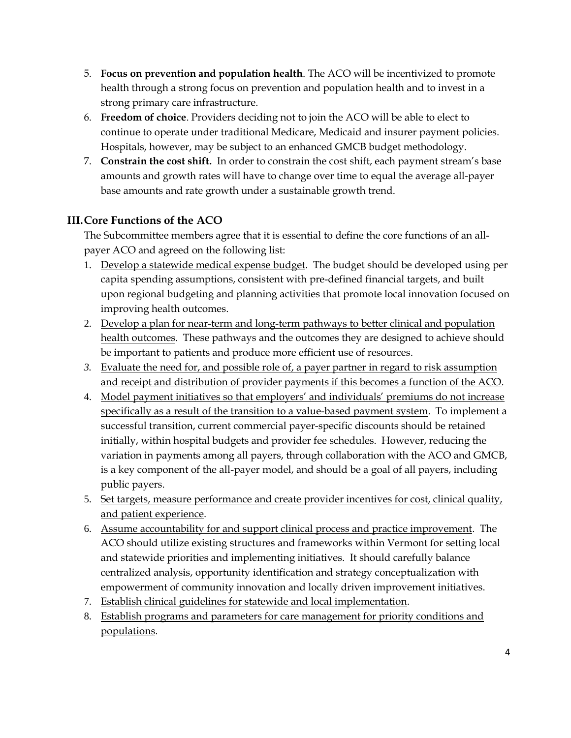5. **Focus on prevention and population health**. The ACO will be incentivized to promote health through a strong focus on prevention and population health and to invest in a strong primary care infrastructure.
6. **Freedom of choice**. Providers deciding not to join the ACO will be able to elect to continue to operate under traditional Medicare, Medicaid and insurer payment policies. Hospitals, however, may be subject to an enhanced GMCB budget methodology.
7. **Constrain the cost shift.** In order to constrain the cost shift, each payment stream's base amounts and growth rates will have to change over time to equal the average all-payer base amounts and rate growth under a sustainable growth trend.

## III. Core Functions of the ACO

The Subcommittee members agree that it is essential to define the core functions of an all-payer ACO and agreed on the following list:

1. <u>Develop a statewide medical expense budget</u>. The budget should be developed using per capita spending assumptions, consistent with pre-defined financial targets, and built upon regional budgeting and planning activities that promote local innovation focused on improving health outcomes.
2. <u>Develop a plan for near-term and long-term pathways to better clinical and population health outcomes</u>. These pathways and the outcomes they are designed to achieve should be important to patients and produce more efficient use of resources.
3. <u>Evaluate the need for, and possible role of, a payer partner in regard to risk assumption and receipt and distribution of provider payments if this becomes a function of the ACO</u>.
4. <u>Model payment initiatives so that employers' and individuals' premiums do not increase specifically as a result of the transition to a value-based payment system</u>. To implement a successful transition, current commercial payer-specific discounts should be retained initially, within hospital budgets and provider fee schedules. However, reducing the variation in payments among all payers, through collaboration with the ACO and GMCB, is a key component of the all-payer model, and should be a goal of all payers, including public payers.
5. <u>Set targets, measure performance and create provider incentives for cost, clinical quality, and patient experience</u>.
6. <u>Assume accountability for and support clinical process and practice improvement</u>. The ACO should utilize existing structures and frameworks within Vermont for setting local and statewide priorities and implementing initiatives. It should carefully balance centralized analysis, opportunity identification and strategy conceptualization with empowerment of community innovation and locally driven improvement initiatives.
7. <u>Establish clinical guidelines for statewide and local implementation</u>.
8. <u>Establish programs and parameters for care management for priority conditions and populations</u>.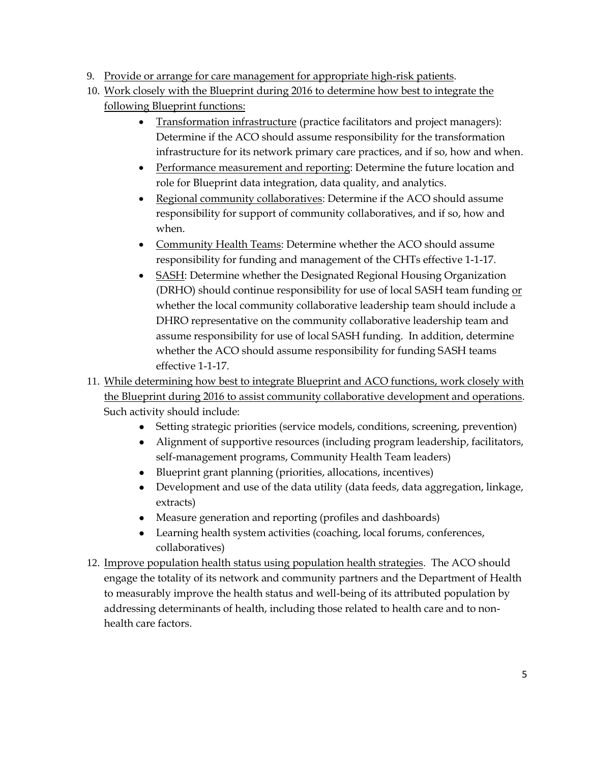9. <u>Provide or arrange for care management for appropriate high-risk patients</u>.
10. <u>Work closely with the Blueprint during 2016 to determine how best to integrate the following Blueprint functions:</u>
    - <u>Transformation infrastructure</u> (practice facilitators and project managers): Determine if the ACO should assume responsibility for the transformation infrastructure for its network primary care practices, and if so, how and when.
    - <u>Performance measurement and reporting</u>: Determine the future location and role for Blueprint data integration, data quality, and analytics.
    - <u>Regional community collaboratives</u>: Determine if the ACO should assume responsibility for support of community collaboratives, and if so, how and when.
    - <u>Community Health Teams</u>: Determine whether the ACO should assume responsibility for funding and management of the CHTs effective 1-1-17.
    - <u>SASH</u>: Determine whether the Designated Regional Housing Organization (DRHO) should continue responsibility for use of local SASH team funding <u>or</u> whether the local community collaborative leadership team should include a DHRO representative on the community collaborative leadership team and assume responsibility for use of local SASH funding. In addition, determine whether the ACO should assume responsibility for funding SASH teams effective 1-1-17.
11. <u>While determining how best to integrate Blueprint and ACO functions, work closely with the Blueprint during 2016 to assist community collaborative development and operations</u>. Such activity should include:
    - Setting strategic priorities (service models, conditions, screening, prevention)
    - Alignment of supportive resources (including program leadership, facilitators, self-management programs, Community Health Team leaders)
    - Blueprint grant planning (priorities, allocations, incentives)
    - Development and use of the data utility (data feeds, data aggregation, linkage, extracts)
    - Measure generation and reporting (profiles and dashboards)
    - Learning health system activities (coaching, local forums, conferences, collaboratives)
12. <u>Improve population health status using population health strategies</u>. The ACO should engage the totality of its network and community partners and the Department of Health to measurably improve the health status and well-being of its attributed population by addressing determinants of health, including those related to health care and to non-health care factors.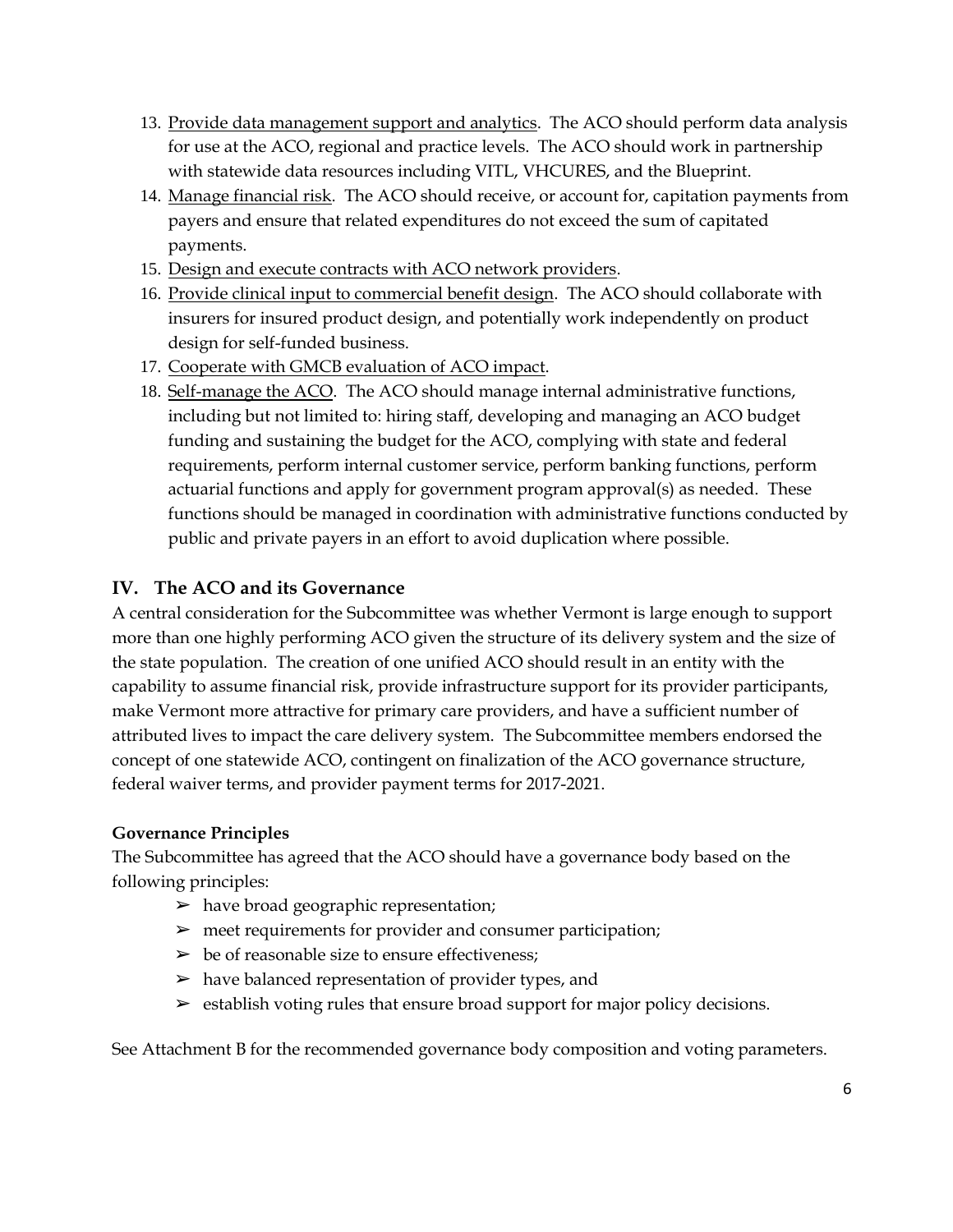13. Provide data management support and analytics. The ACO should perform data analysis for use at the ACO, regional and practice levels. The ACO should work in partnership with statewide data resources including VITL, VHCURES, and the Blueprint.
14. Manage financial risk. The ACO should receive, or account for, capitation payments from payers and ensure that related expenditures do not exceed the sum of capitated payments.
15. Design and execute contracts with ACO network providers.
16. Provide clinical input to commercial benefit design. The ACO should collaborate with insurers for insured product design, and potentially work independently on product design for self-funded business.
17. Cooperate with GMCB evaluation of ACO impact.
18. Self-manage the ACO. The ACO should manage internal administrative functions, including but not limited to: hiring staff, developing and managing an ACO budget funding and sustaining the budget for the ACO, complying with state and federal requirements, perform internal customer service, perform banking functions, perform actuarial functions and apply for government program approval(s) as needed. These functions should be managed in coordination with administrative functions conducted by public and private payers in an effort to avoid duplication where possible.

## IV. The ACO and its Governance

A central consideration for the Subcommittee was whether Vermont is large enough to support more than one highly performing ACO given the structure of its delivery system and the size of the state population. The creation of one unified ACO should result in an entity with the capability to assume financial risk, provide infrastructure support for its provider participants, make Vermont more attractive for primary care providers, and have a sufficient number of attributed lives to impact the care delivery system. The Subcommittee members endorsed the concept of one statewide ACO, contingent on finalization of the ACO governance structure, federal waiver terms, and provider payment terms for 2017-2021.

**Governance Principles**

The Subcommittee has agreed that the ACO should have a governance body based on the following principles:

- have broad geographic representation;
- meet requirements for provider and consumer participation;
- be of reasonable size to ensure effectiveness;
- have balanced representation of provider types, and
- establish voting rules that ensure broad support for major policy decisions.

See Attachment B for the recommended governance body composition and voting parameters.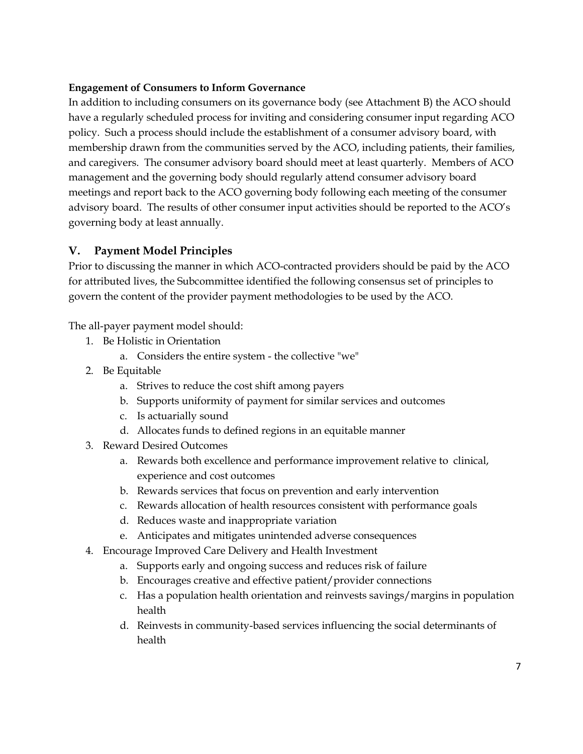**Engagement of Consumers to Inform Governance**

In addition to including consumers on its governance body (see Attachment B) the ACO should have a regularly scheduled process for inviting and considering consumer input regarding ACO policy. Such a process should include the establishment of a consumer advisory board, with membership drawn from the communities served by the ACO, including patients, their families, and caregivers. The consumer advisory board should meet at least quarterly. Members of ACO management and the governing body should regularly attend consumer advisory board meetings and report back to the ACO governing body following each meeting of the consumer advisory board. The results of other consumer input activities should be reported to the ACO's governing body at least annually.

## V. Payment Model Principles

Prior to discussing the manner in which ACO-contracted providers should be paid by the ACO for attributed lives, the Subcommittee identified the following consensus set of principles to govern the content of the provider payment methodologies to be used by the ACO.

The all-payer payment model should:

1. Be Holistic in Orientation
   a. Considers the entire system - the collective "we"
2. Be Equitable
   a. Strives to reduce the cost shift among payers
   b. Supports uniformity of payment for similar services and outcomes
   c. Is actuarially sound
   d. Allocates funds to defined regions in an equitable manner
3. Reward Desired Outcomes
   a. Rewards both excellence and performance improvement relative to clinical, experience and cost outcomes
   b. Rewards services that focus on prevention and early intervention
   c. Rewards allocation of health resources consistent with performance goals
   d. Reduces waste and inappropriate variation
   e. Anticipates and mitigates unintended adverse consequences
4. Encourage Improved Care Delivery and Health Investment
   a. Supports early and ongoing success and reduces risk of failure
   b. Encourages creative and effective patient/provider connections
   c. Has a population health orientation and reinvests savings/margins in population health
   d. Reinvests in community-based services influencing the social determinants of health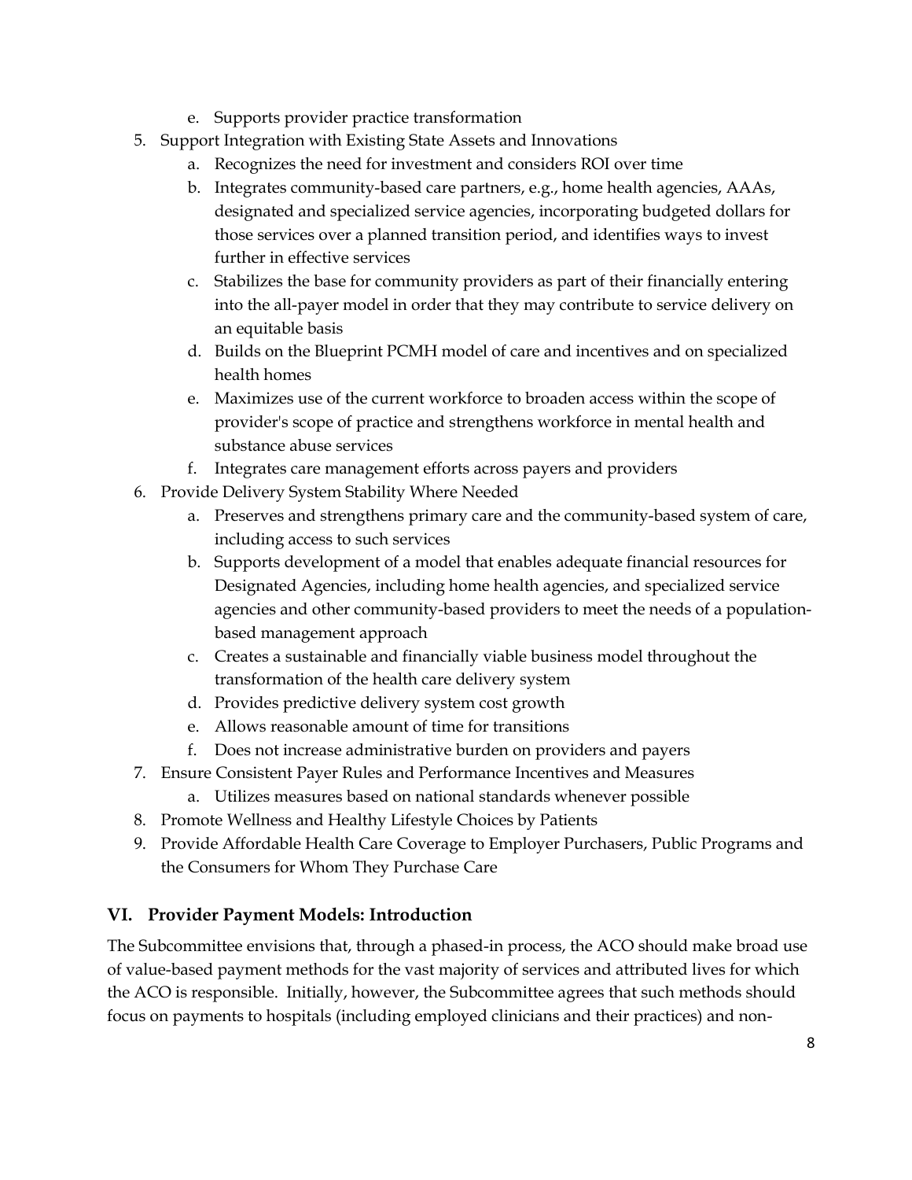e. Supports provider practice transformation

5. Support Integration with Existing State Assets and Innovations
   a. Recognizes the need for investment and considers ROI over time
   b. Integrates community-based care partners, e.g., home health agencies, AAAs, designated and specialized service agencies, incorporating budgeted dollars for those services over a planned transition period, and identifies ways to invest further in effective services
   c. Stabilizes the base for community providers as part of their financially entering into the all-payer model in order that they may contribute to service delivery on an equitable basis
   d. Builds on the Blueprint PCMH model of care and incentives and on specialized health homes
   e. Maximizes use of the current workforce to broaden access within the scope of provider's scope of practice and strengthens workforce in mental health and substance abuse services
   f. Integrates care management efforts across payers and providers
6. Provide Delivery System Stability Where Needed
   a. Preserves and strengthens primary care and the community-based system of care, including access to such services
   b. Supports development of a model that enables adequate financial resources for Designated Agencies, including home health agencies, and specialized service agencies and other community-based providers to meet the needs of a population-based management approach
   c. Creates a sustainable and financially viable business model throughout the transformation of the health care delivery system
   d. Provides predictive delivery system cost growth
   e. Allows reasonable amount of time for transitions
   f. Does not increase administrative burden on providers and payers
7. Ensure Consistent Payer Rules and Performance Incentives and Measures
   a. Utilizes measures based on national standards whenever possible
8. Promote Wellness and Healthy Lifestyle Choices by Patients
9. Provide Affordable Health Care Coverage to Employer Purchasers, Public Programs and the Consumers for Whom They Purchase Care

## VI. Provider Payment Models: Introduction

The Subcommittee envisions that, through a phased-in process, the ACO should make broad use of value-based payment methods for the vast majority of services and attributed lives for which the ACO is responsible. Initially, however, the Subcommittee agrees that such methods should focus on payments to hospitals (including employed clinicians and their practices) and non-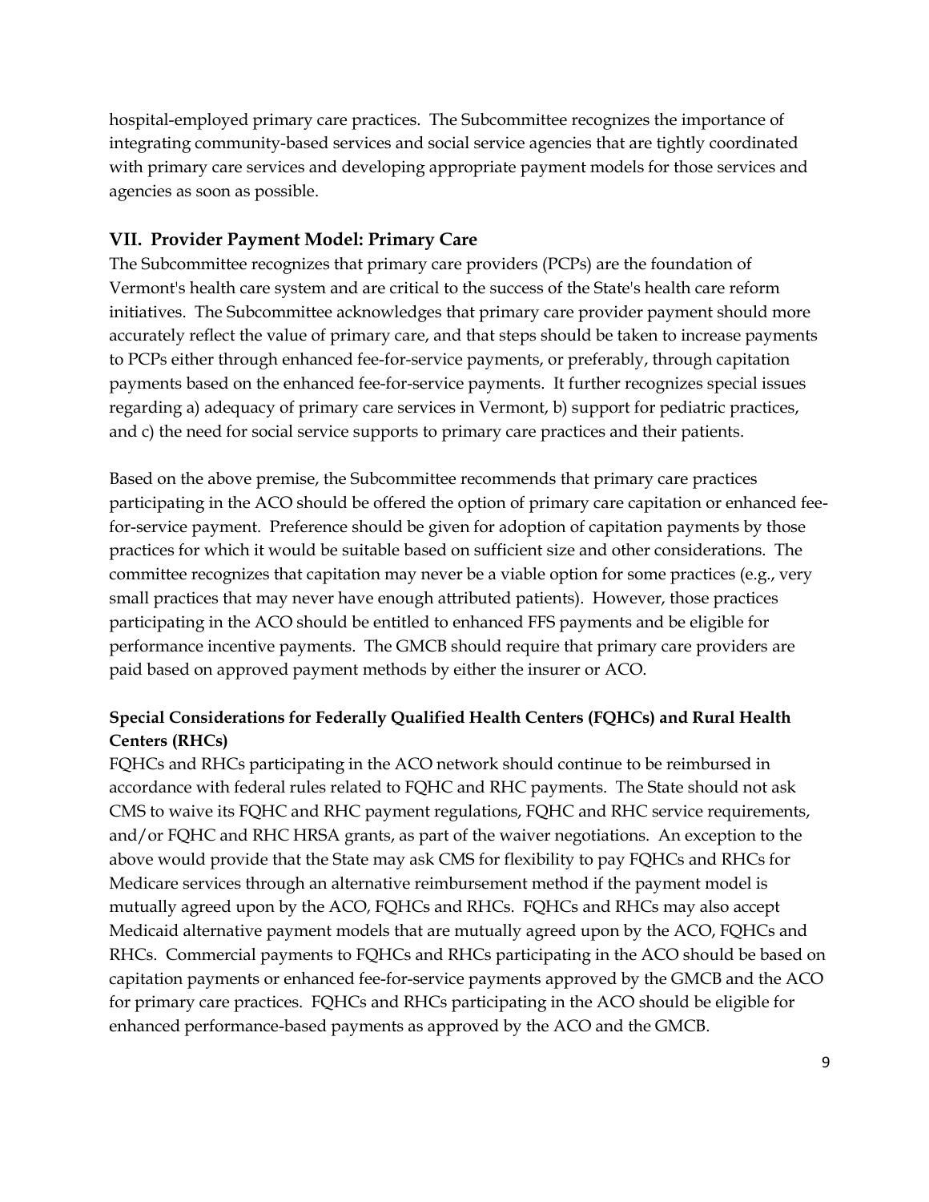hospital-employed primary care practices. The Subcommittee recognizes the importance of integrating community-based services and social service agencies that are tightly coordinated with primary care services and developing appropriate payment models for those services and agencies as soon as possible.

## VII. Provider Payment Model: Primary Care

The Subcommittee recognizes that primary care providers (PCPs) are the foundation of Vermont's health care system and are critical to the success of the State's health care reform initiatives. The Subcommittee acknowledges that primary care provider payment should more accurately reflect the value of primary care, and that steps should be taken to increase payments to PCPs either through enhanced fee-for-service payments, or preferably, through capitation payments based on the enhanced fee-for-service payments. It further recognizes special issues regarding a) adequacy of primary care services in Vermont, b) support for pediatric practices, and c) the need for social service supports to primary care practices and their patients.

Based on the above premise, the Subcommittee recommends that primary care practices participating in the ACO should be offered the option of primary care capitation or enhanced fee-for-service payment. Preference should be given for adoption of capitation payments by those practices for which it would be suitable based on sufficient size and other considerations. The committee recognizes that capitation may never be a viable option for some practices (e.g., very small practices that may never have enough attributed patients). However, those practices participating in the ACO should be entitled to enhanced FFS payments and be eligible for performance incentive payments. The GMCB should require that primary care providers are paid based on approved payment methods by either the insurer or ACO.

### Special Considerations for Federally Qualified Health Centers (FQHCs) and Rural Health Centers (RHCs)

FQHCs and RHCs participating in the ACO network should continue to be reimbursed in accordance with federal rules related to FQHC and RHC payments. The State should not ask CMS to waive its FQHC and RHC payment regulations, FQHC and RHC service requirements, and/or FQHC and RHC HRSA grants, as part of the waiver negotiations. An exception to the above would provide that the State may ask CMS for flexibility to pay FQHCs and RHCs for Medicare services through an alternative reimbursement method if the payment model is mutually agreed upon by the ACO, FQHCs and RHCs. FQHCs and RHCs may also accept Medicaid alternative payment models that are mutually agreed upon by the ACO, FQHCs and RHCs. Commercial payments to FQHCs and RHCs participating in the ACO should be based on capitation payments or enhanced fee-for-service payments approved by the GMCB and the ACO for primary care practices. FQHCs and RHCs participating in the ACO should be eligible for enhanced performance-based payments as approved by the ACO and the GMCB.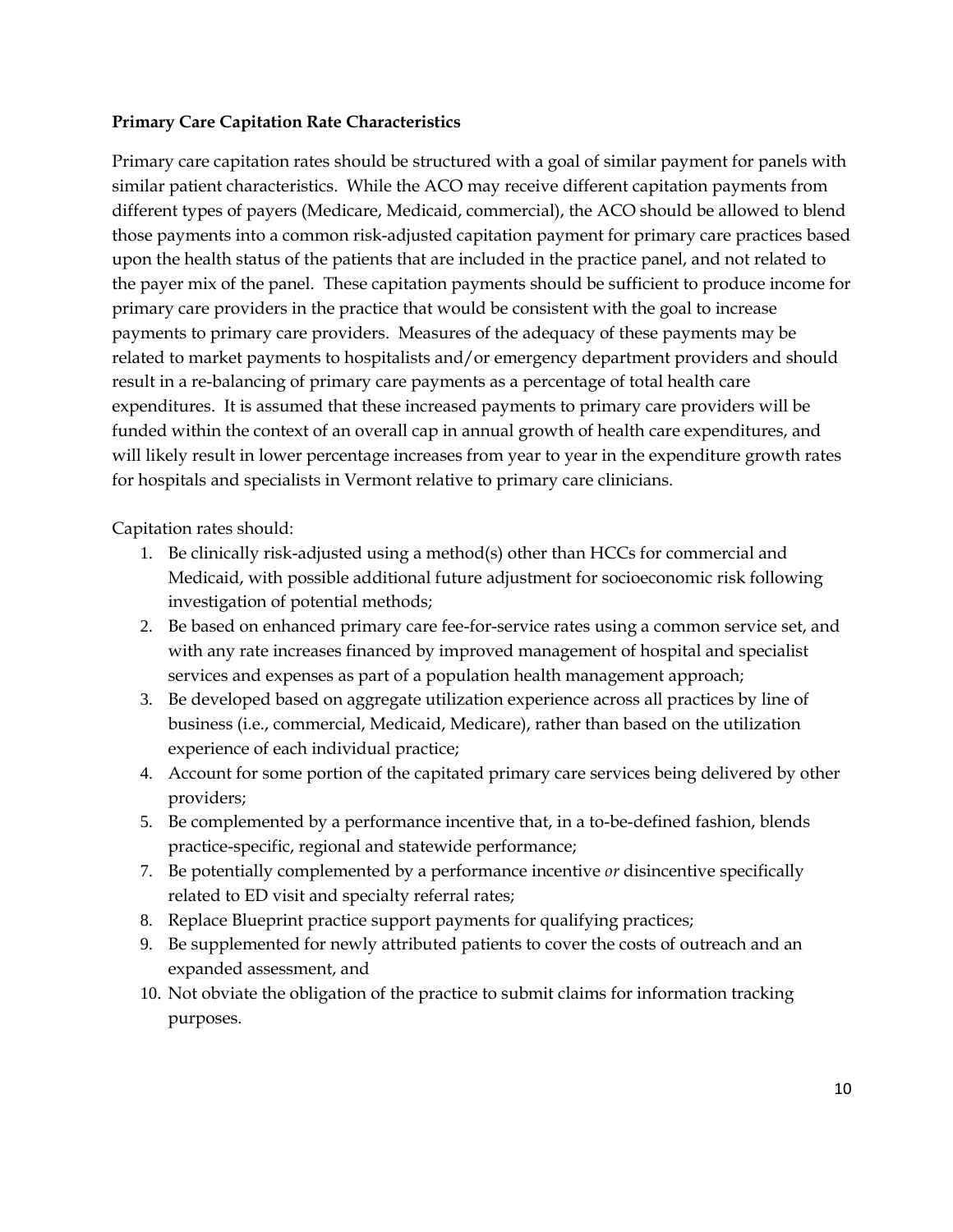**Primary Care Capitation Rate Characteristics**

Primary care capitation rates should be structured with a goal of similar payment for panels with similar patient characteristics. While the ACO may receive different capitation payments from different types of payers (Medicare, Medicaid, commercial), the ACO should be allowed to blend those payments into a common risk-adjusted capitation payment for primary care practices based upon the health status of the patients that are included in the practice panel, and not related to the payer mix of the panel. These capitation payments should be sufficient to produce income for primary care providers in the practice that would be consistent with the goal to increase payments to primary care providers. Measures of the adequacy of these payments may be related to market payments to hospitalists and/or emergency department providers and should result in a re-balancing of primary care payments as a percentage of total health care expenditures. It is assumed that these increased payments to primary care providers will be funded within the context of an overall cap in annual growth of health care expenditures, and will likely result in lower percentage increases from year to year in the expenditure growth rates for hospitals and specialists in Vermont relative to primary care clinicians.

Capitation rates should:

1. Be clinically risk-adjusted using a method(s) other than HCCs for commercial and Medicaid, with possible additional future adjustment for socioeconomic risk following investigation of potential methods;
2. Be based on enhanced primary care fee-for-service rates using a common service set, and with any rate increases financed by improved management of hospital and specialist services and expenses as part of a population health management approach;
3. Be developed based on aggregate utilization experience across all practices by line of business (i.e., commercial, Medicaid, Medicare), rather than based on the utilization experience of each individual practice;
4. Account for some portion of the capitated primary care services being delivered by other providers;
5. Be complemented by a performance incentive that, in a to-be-defined fashion, blends practice-specific, regional and statewide performance;
7. Be potentially complemented by a performance incentive *or* disincentive specifically related to ED visit and specialty referral rates;
8. Replace Blueprint practice support payments for qualifying practices;
9. Be supplemented for newly attributed patients to cover the costs of outreach and an expanded assessment, and
10. Not obviate the obligation of the practice to submit claims for information tracking purposes.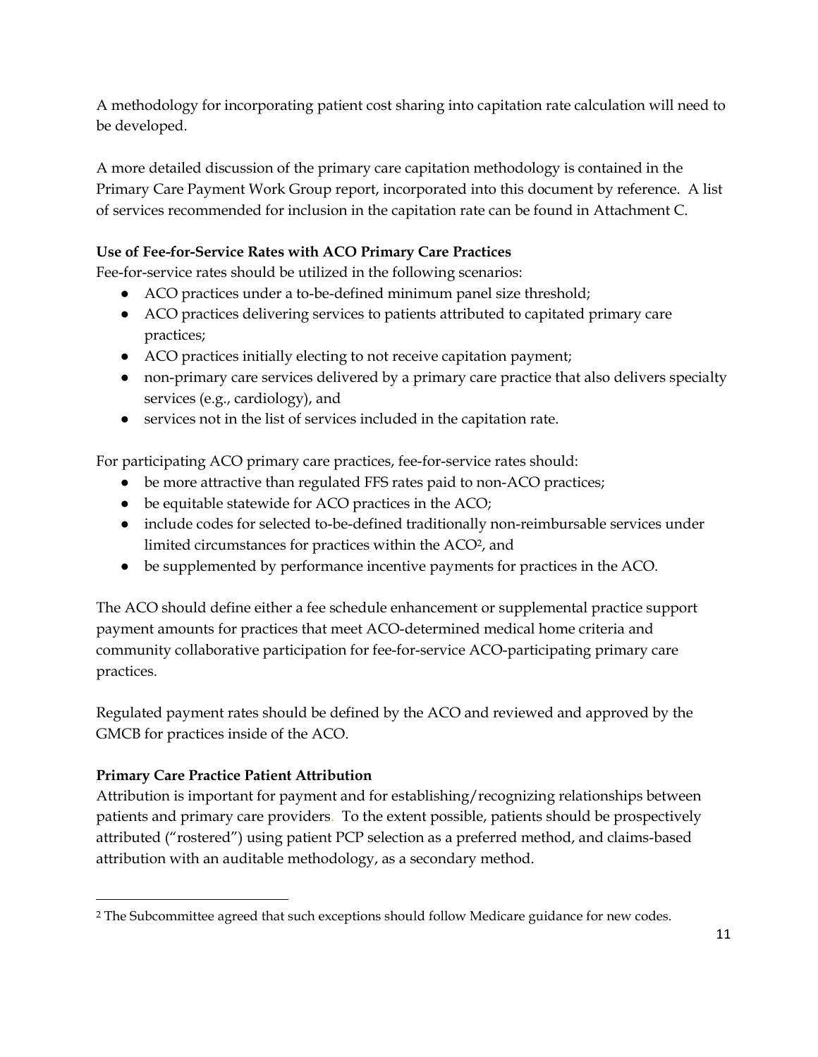A methodology for incorporating patient cost sharing into capitation rate calculation will need to be developed.

A more detailed discussion of the primary care capitation methodology is contained in the Primary Care Payment Work Group report, incorporated into this document by reference. A list of services recommended for inclusion in the capitation rate can be found in Attachment C.

**Use of Fee-for-Service Rates with ACO Primary Care Practices**

Fee-for-service rates should be utilized in the following scenarios:

- ACO practices under a to-be-defined minimum panel size threshold;
- ACO practices delivering services to patients attributed to capitated primary care practices;
- ACO practices initially electing to not receive capitation payment;
- non-primary care services delivered by a primary care practice that also delivers specialty services (e.g., cardiology), and
- services not in the list of services included in the capitation rate.

For participating ACO primary care practices, fee-for-service rates should:

- be more attractive than regulated FFS rates paid to non-ACO practices;
- be equitable statewide for ACO practices in the ACO;
- include codes for selected to-be-defined traditionally non-reimbursable services under limited circumstances for practices within the ACO[2], and
- be supplemented by performance incentive payments for practices in the ACO.

The ACO should define either a fee schedule enhancement or supplemental practice support payment amounts for practices that meet ACO-determined medical home criteria and community collaborative participation for fee-for-service ACO-participating primary care practices.

Regulated payment rates should be defined by the ACO and reviewed and approved by the GMCB for practices inside of the ACO.

**Primary Care Practice Patient Attribution**

Attribution is important for payment and for establishing/recognizing relationships between patients and primary care providers. To the extent possible, patients should be prospectively attributed ("rostered") using patient PCP selection as a preferred method, and claims-based attribution with an auditable methodology, as a secondary method.

[2] The Subcommittee agreed that such exceptions should follow Medicare guidance for new codes.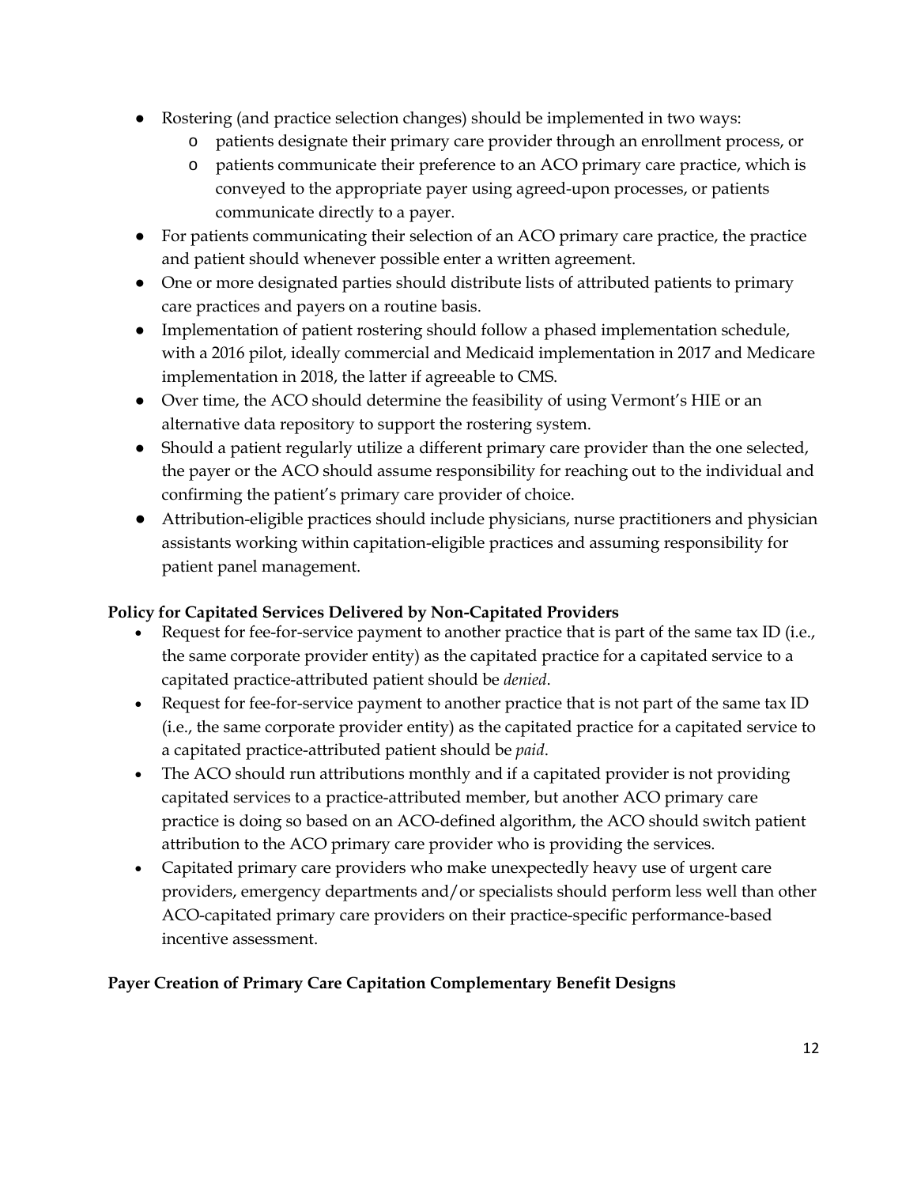- Rostering (and practice selection changes) should be implemented in two ways:
  - patients designate their primary care provider through an enrollment process, or
  - patients communicate their preference to an ACO primary care practice, which is conveyed to the appropriate payer using agreed-upon processes, or patients communicate directly to a payer.
- For patients communicating their selection of an ACO primary care practice, the practice and patient should whenever possible enter a written agreement.
- One or more designated parties should distribute lists of attributed patients to primary care practices and payers on a routine basis.
- Implementation of patient rostering should follow a phased implementation schedule, with a 2016 pilot, ideally commercial and Medicaid implementation in 2017 and Medicare implementation in 2018, the latter if agreeable to CMS.
- Over time, the ACO should determine the feasibility of using Vermont's HIE or an alternative data repository to support the rostering system.
- Should a patient regularly utilize a different primary care provider than the one selected, the payer or the ACO should assume responsibility for reaching out to the individual and confirming the patient's primary care provider of choice.
- Attribution-eligible practices should include physicians, nurse practitioners and physician assistants working within capitation-eligible practices and assuming responsibility for patient panel management.

**Policy for Capitated Services Delivered by Non-Capitated Providers**

- Request for fee-for-service payment to another practice that is part of the same tax ID (i.e., the same corporate provider entity) as the capitated practice for a capitated service to a capitated practice-attributed patient should be *denied*.
- Request for fee-for-service payment to another practice that is not part of the same tax ID (i.e., the same corporate provider entity) as the capitated practice for a capitated service to a capitated practice-attributed patient should be *paid*.
- The ACO should run attributions monthly and if a capitated provider is not providing capitated services to a practice-attributed member, but another ACO primary care practice is doing so based on an ACO-defined algorithm, the ACO should switch patient attribution to the ACO primary care provider who is providing the services.
- Capitated primary care providers who make unexpectedly heavy use of urgent care providers, emergency departments and/or specialists should perform less well than other ACO-capitated primary care providers on their practice-specific performance-based incentive assessment.

**Payer Creation of Primary Care Capitation Complementary Benefit Designs**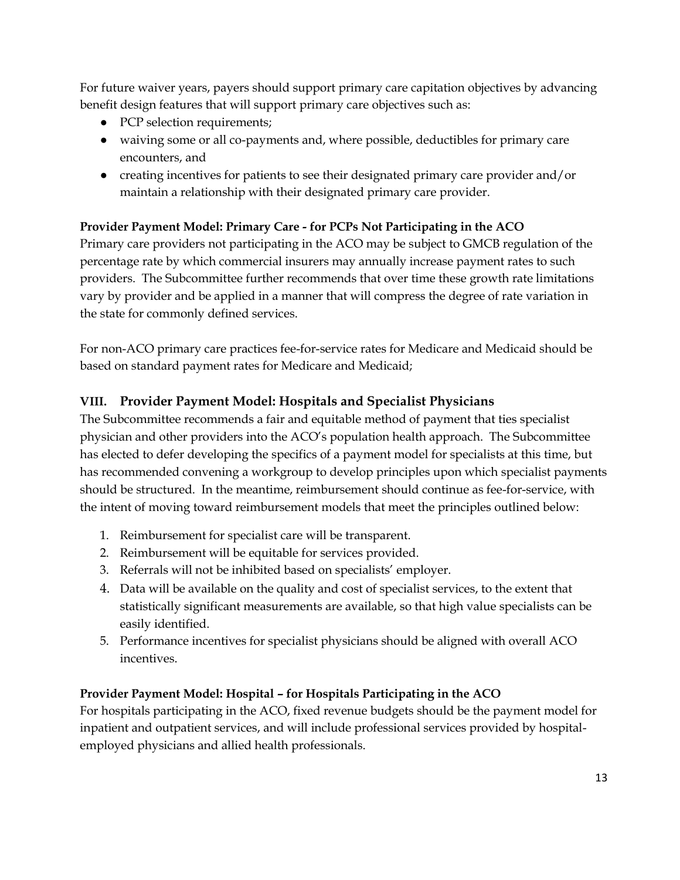For future waiver years, payers should support primary care capitation objectives by advancing benefit design features that will support primary care objectives such as:

- PCP selection requirements;
- waiving some or all co-payments and, where possible, deductibles for primary care encounters, and
- creating incentives for patients to see their designated primary care provider and/or maintain a relationship with their designated primary care provider.

**Provider Payment Model: Primary Care - for PCPs Not Participating in the ACO**

Primary care providers not participating in the ACO may be subject to GMCB regulation of the percentage rate by which commercial insurers may annually increase payment rates to such providers. The Subcommittee further recommends that over time these growth rate limitations vary by provider and be applied in a manner that will compress the degree of rate variation in the state for commonly defined services.

For non-ACO primary care practices fee-for-service rates for Medicare and Medicaid should be based on standard payment rates for Medicare and Medicaid;

## VIII. Provider Payment Model: Hospitals and Specialist Physicians

The Subcommittee recommends a fair and equitable method of payment that ties specialist physician and other providers into the ACO's population health approach. The Subcommittee has elected to defer developing the specifics of a payment model for specialists at this time, but has recommended convening a workgroup to develop principles upon which specialist payments should be structured. In the meantime, reimbursement should continue as fee-for-service, with the intent of moving toward reimbursement models that meet the principles outlined below:

1. Reimbursement for specialist care will be transparent.
2. Reimbursement will be equitable for services provided.
3. Referrals will not be inhibited based on specialists' employer.
4. Data will be available on the quality and cost of specialist services, to the extent that statistically significant measurements are available, so that high value specialists can be easily identified.
5. Performance incentives for specialist physicians should be aligned with overall ACO incentives.

**Provider Payment Model: Hospital – for Hospitals Participating in the ACO**

For hospitals participating in the ACO, fixed revenue budgets should be the payment model for inpatient and outpatient services, and will include professional services provided by hospital-employed physicians and allied health professionals.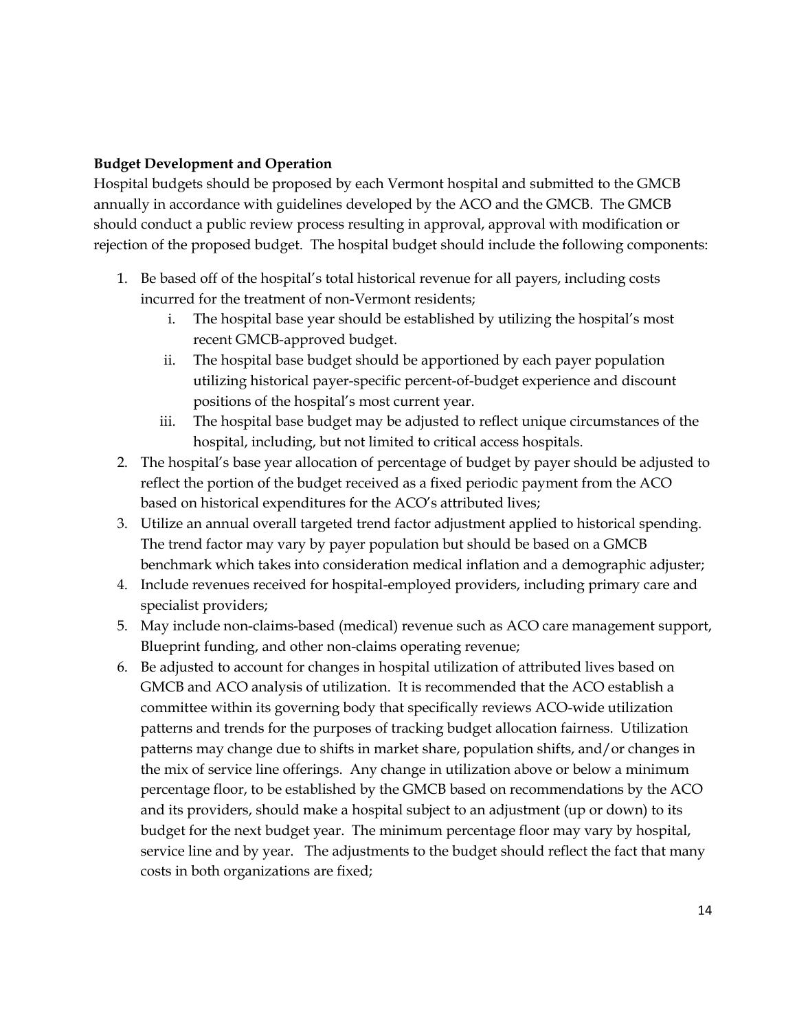**Budget Development and Operation**

Hospital budgets should be proposed by each Vermont hospital and submitted to the GMCB annually in accordance with guidelines developed by the ACO and the GMCB. The GMCB should conduct a public review process resulting in approval, approval with modification or rejection of the proposed budget. The hospital budget should include the following components:

1. Be based off of the hospital's total historical revenue for all payers, including costs incurred for the treatment of non-Vermont residents;
    i. The hospital base year should be established by utilizing the hospital's most recent GMCB-approved budget.
    ii. The hospital base budget should be apportioned by each payer population utilizing historical payer-specific percent-of-budget experience and discount positions of the hospital's most current year.
    iii. The hospital base budget may be adjusted to reflect unique circumstances of the hospital, including, but not limited to critical access hospitals.
2. The hospital's base year allocation of percentage of budget by payer should be adjusted to reflect the portion of the budget received as a fixed periodic payment from the ACO based on historical expenditures for the ACO's attributed lives;
3. Utilize an annual overall targeted trend factor adjustment applied to historical spending. The trend factor may vary by payer population but should be based on a GMCB benchmark which takes into consideration medical inflation and a demographic adjuster;
4. Include revenues received for hospital-employed providers, including primary care and specialist providers;
5. May include non-claims-based (medical) revenue such as ACO care management support, Blueprint funding, and other non-claims operating revenue;
6. Be adjusted to account for changes in hospital utilization of attributed lives based on GMCB and ACO analysis of utilization. It is recommended that the ACO establish a committee within its governing body that specifically reviews ACO-wide utilization patterns and trends for the purposes of tracking budget allocation fairness. Utilization patterns may change due to shifts in market share, population shifts, and/or changes in the mix of service line offerings. Any change in utilization above or below a minimum percentage floor, to be established by the GMCB based on recommendations by the ACO and its providers, should make a hospital subject to an adjustment (up or down) to its budget for the next budget year. The minimum percentage floor may vary by hospital, service line and by year. The adjustments to the budget should reflect the fact that many costs in both organizations are fixed;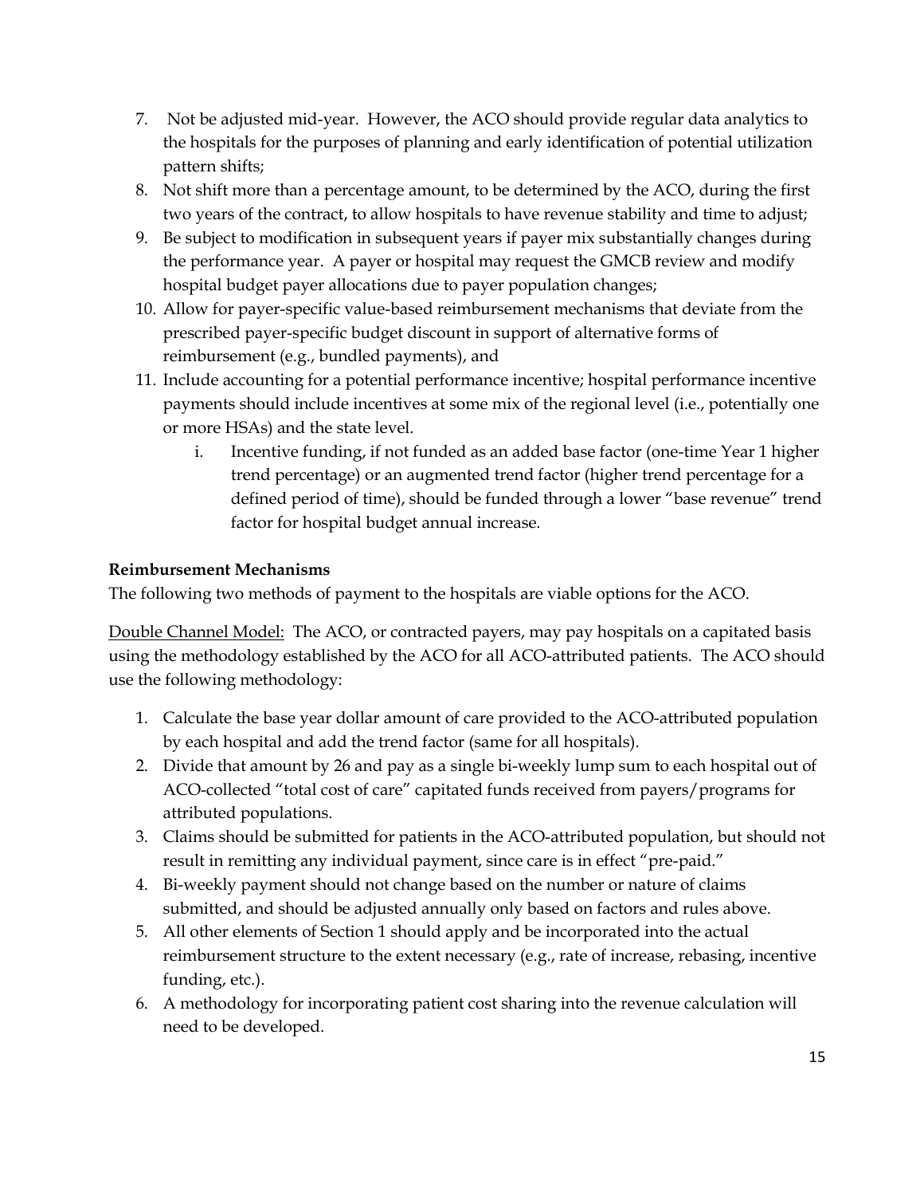7. Not be adjusted mid-year. However, the ACO should provide regular data analytics to the hospitals for the purposes of planning and early identification of potential utilization pattern shifts;
8. Not shift more than a percentage amount, to be determined by the ACO, during the first two years of the contract, to allow hospitals to have revenue stability and time to adjust;
9. Be subject to modification in subsequent years if payer mix substantially changes during the performance year. A payer or hospital may request the GMCB review and modify hospital budget payer allocations due to payer population changes;
10. Allow for payer-specific value-based reimbursement mechanisms that deviate from the prescribed payer-specific budget discount in support of alternative forms of reimbursement (e.g., bundled payments), and
11. Include accounting for a potential performance incentive; hospital performance incentive payments should include incentives at some mix of the regional level (i.e., potentially one or more HSAs) and the state level.
    i. Incentive funding, if not funded as an added base factor (one-time Year 1 higher trend percentage) or an augmented trend factor (higher trend percentage for a defined period of time), should be funded through a lower "base revenue" trend factor for hospital budget annual increase.

**Reimbursement Mechanisms**

The following two methods of payment to the hospitals are viable options for the ACO.

Double Channel Model: The ACO, or contracted payers, may pay hospitals on a capitated basis using the methodology established by the ACO for all ACO-attributed patients. The ACO should use the following methodology:

1. Calculate the base year dollar amount of care provided to the ACO-attributed population by each hospital and add the trend factor (same for all hospitals).
2. Divide that amount by 26 and pay as a single bi-weekly lump sum to each hospital out of ACO-collected "total cost of care" capitated funds received from payers/programs for attributed populations.
3. Claims should be submitted for patients in the ACO-attributed population, but should not result in remitting any individual payment, since care is in effect "pre-paid."
4. Bi-weekly payment should not change based on the number or nature of claims submitted, and should be adjusted annually only based on factors and rules above.
5. All other elements of Section 1 should apply and be incorporated into the actual reimbursement structure to the extent necessary (e.g., rate of increase, rebasing, incentive funding, etc.).
6. A methodology for incorporating patient cost sharing into the revenue calculation will need to be developed.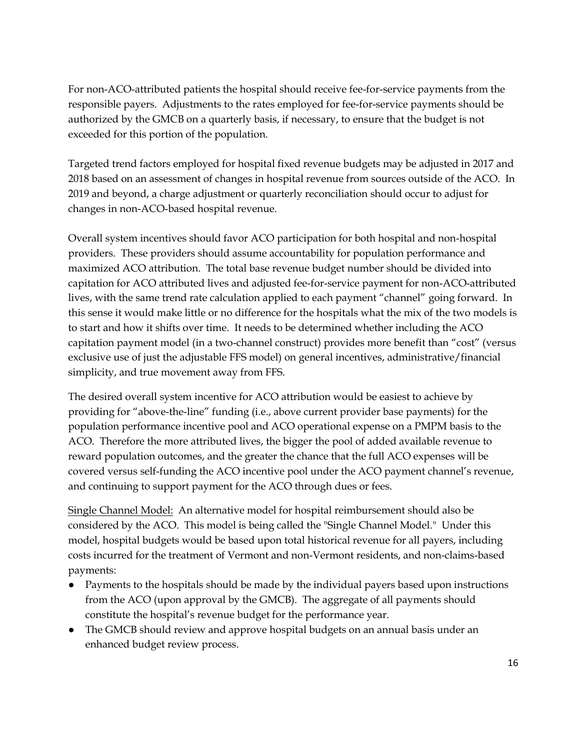For non-ACO-attributed patients the hospital should receive fee-for-service payments from the responsible payers. Adjustments to the rates employed for fee-for-service payments should be authorized by the GMCB on a quarterly basis, if necessary, to ensure that the budget is not exceeded for this portion of the population.

Targeted trend factors employed for hospital fixed revenue budgets may be adjusted in 2017 and 2018 based on an assessment of changes in hospital revenue from sources outside of the ACO. In 2019 and beyond, a charge adjustment or quarterly reconciliation should occur to adjust for changes in non-ACO-based hospital revenue.

Overall system incentives should favor ACO participation for both hospital and non-hospital providers. These providers should assume accountability for population performance and maximized ACO attribution. The total base revenue budget number should be divided into capitation for ACO attributed lives and adjusted fee-for-service payment for non-ACO-attributed lives, with the same trend rate calculation applied to each payment "channel" going forward. In this sense it would make little or no difference for the hospitals what the mix of the two models is to start and how it shifts over time. It needs to be determined whether including the ACO capitation payment model (in a two-channel construct) provides more benefit than "cost" (versus exclusive use of just the adjustable FFS model) on general incentives, administrative/financial simplicity, and true movement away from FFS.

The desired overall system incentive for ACO attribution would be easiest to achieve by providing for "above-the-line" funding (i.e., above current provider base payments) for the population performance incentive pool and ACO operational expense on a PMPM basis to the ACO. Therefore the more attributed lives, the bigger the pool of added available revenue to reward population outcomes, and the greater the chance that the full ACO expenses will be covered versus self-funding the ACO incentive pool under the ACO payment channel's revenue, and continuing to support payment for the ACO through dues or fees.

<u>Single Channel Model:</u> An alternative model for hospital reimbursement should also be considered by the ACO. This model is being called the "Single Channel Model." Under this model, hospital budgets would be based upon total historical revenue for all payers, including costs incurred for the treatment of Vermont and non-Vermont residents, and non-claims-based payments:

- Payments to the hospitals should be made by the individual payers based upon instructions from the ACO (upon approval by the GMCB). The aggregate of all payments should constitute the hospital's revenue budget for the performance year.
- The GMCB should review and approve hospital budgets on an annual basis under an enhanced budget review process.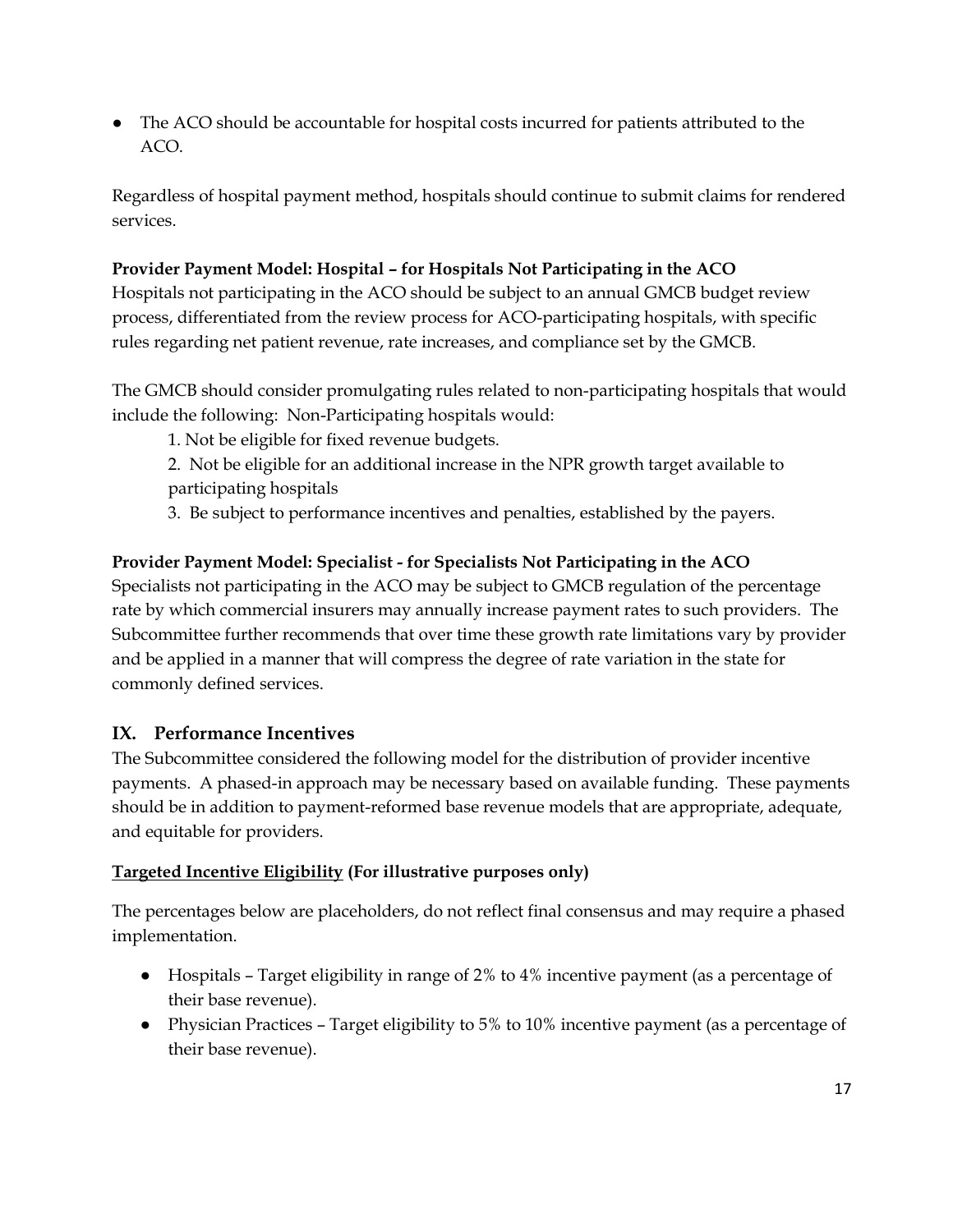- The ACO should be accountable for hospital costs incurred for patients attributed to the ACO.

Regardless of hospital payment method, hospitals should continue to submit claims for rendered services.

**Provider Payment Model: Hospital – for Hospitals Not Participating in the ACO**
Hospitals not participating in the ACO should be subject to an annual GMCB budget review process, differentiated from the review process for ACO-participating hospitals, with specific rules regarding net patient revenue, rate increases, and compliance set by the GMCB.

The GMCB should consider promulgating rules related to non-participating hospitals that would include the following: Non-Participating hospitals would:

1. Not be eligible for fixed revenue budgets.
2. Not be eligible for an additional increase in the NPR growth target available to participating hospitals
3. Be subject to performance incentives and penalties, established by the payers.

**Provider Payment Model: Specialist - for Specialists Not Participating in the ACO**
Specialists not participating in the ACO may be subject to GMCB regulation of the percentage rate by which commercial insurers may annually increase payment rates to such providers. The Subcommittee further recommends that over time these growth rate limitations vary by provider and be applied in a manner that will compress the degree of rate variation in the state for commonly defined services.

## IX. Performance Incentives

The Subcommittee considered the following model for the distribution of provider incentive payments. A phased-in approach may be necessary based on available funding. These payments should be in addition to payment-reformed base revenue models that are appropriate, adequate, and equitable for providers.

**Targeted Incentive Eligibility (For illustrative purposes only)**

The percentages below are placeholders, do not reflect final consensus and may require a phased implementation.

- Hospitals – Target eligibility in range of 2% to 4% incentive payment (as a percentage of their base revenue).
- Physician Practices – Target eligibility to 5% to 10% incentive payment (as a percentage of their base revenue).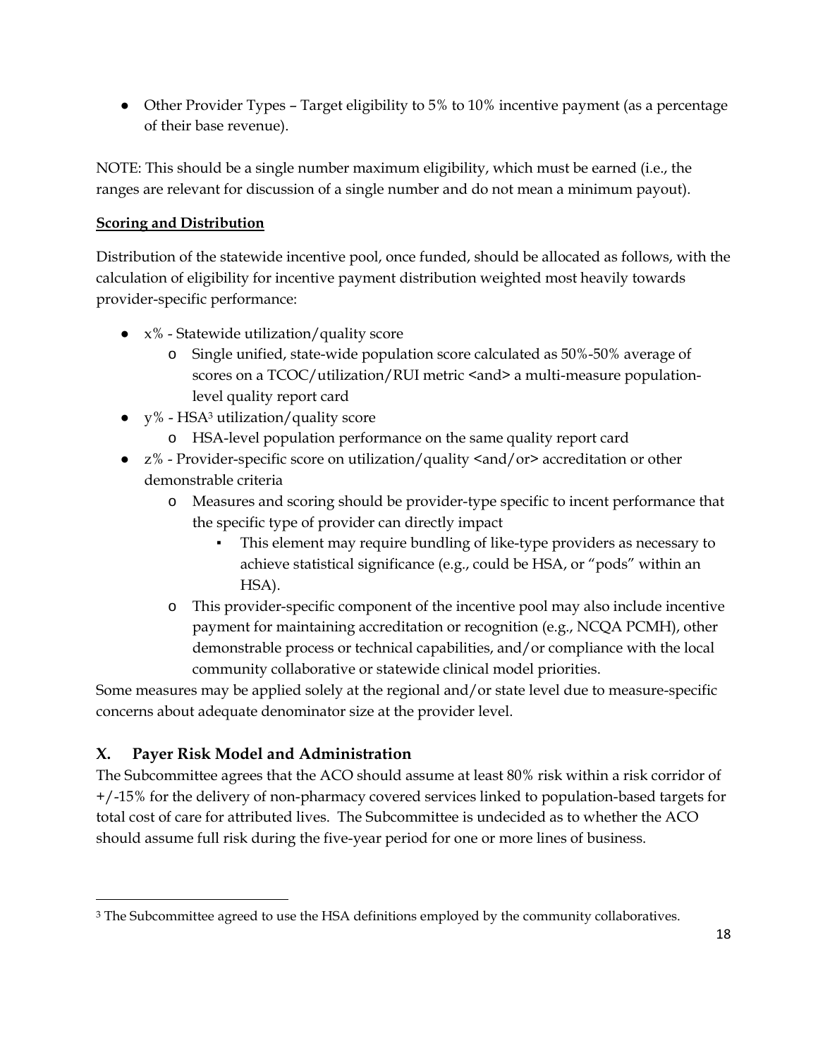- Other Provider Types – Target eligibility to 5% to 10% incentive payment (as a percentage of their base revenue).

NOTE: This should be a single number maximum eligibility, which must be earned (i.e., the ranges are relevant for discussion of a single number and do not mean a minimum payout).

**Scoring and Distribution**

Distribution of the statewide incentive pool, once funded, should be allocated as follows, with the calculation of eligibility for incentive payment distribution weighted most heavily towards provider-specific performance:

- x% - Statewide utilization/quality score
  - Single unified, state-wide population score calculated as 50%-50% average of scores on a TCOC/utilization/RUI metric <and> a multi-measure population-level quality report card
- y% - HSA[3] utilization/quality score
  - HSA-level population performance on the same quality report card
- z% - Provider-specific score on utilization/quality <and/or> accreditation or other demonstrable criteria
  - Measures and scoring should be provider-type specific to incent performance that the specific type of provider can directly impact
    - This element may require bundling of like-type providers as necessary to achieve statistical significance (e.g., could be HSA, or "pods" within an HSA).
  - This provider-specific component of the incentive pool may also include incentive payment for maintaining accreditation or recognition (e.g., NCQA PCMH), other demonstrable process or technical capabilities, and/or compliance with the local community collaborative or statewide clinical model priorities.

Some measures may be applied solely at the regional and/or state level due to measure-specific concerns about adequate denominator size at the provider level.

## X. Payer Risk Model and Administration

The Subcommittee agrees that the ACO should assume at least 80% risk within a risk corridor of +/-15% for the delivery of non-pharmacy covered services linked to population-based targets for total cost of care for attributed lives. The Subcommittee is undecided as to whether the ACO should assume full risk during the five-year period for one or more lines of business.

[3] The Subcommittee agreed to use the HSA definitions employed by the community collaboratives.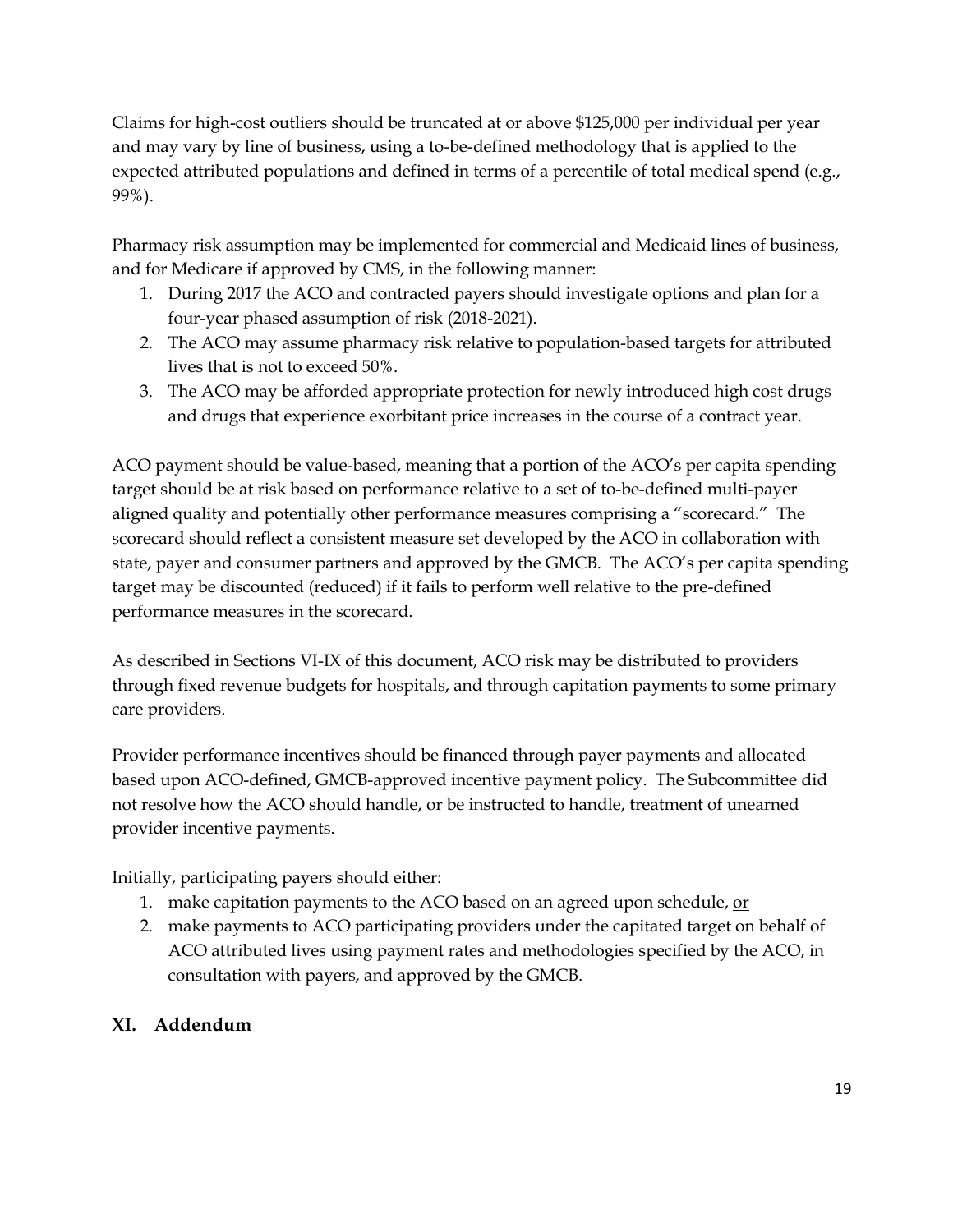Claims for high-cost outliers should be truncated at or above $125,000 per individual per year and may vary by line of business, using a to-be-defined methodology that is applied to the expected attributed populations and defined in terms of a percentile of total medical spend (e.g., 99%).

Pharmacy risk assumption may be implemented for commercial and Medicaid lines of business, and for Medicare if approved by CMS, in the following manner:

1. During 2017 the ACO and contracted payers should investigate options and plan for a four-year phased assumption of risk (2018-2021).
2. The ACO may assume pharmacy risk relative to population-based targets for attributed lives that is not to exceed 50%.
3. The ACO may be afforded appropriate protection for newly introduced high cost drugs and drugs that experience exorbitant price increases in the course of a contract year.

ACO payment should be value-based, meaning that a portion of the ACO's per capita spending target should be at risk based on performance relative to a set of to-be-defined multi-payer aligned quality and potentially other performance measures comprising a "scorecard." The scorecard should reflect a consistent measure set developed by the ACO in collaboration with state, payer and consumer partners and approved by the GMCB. The ACO's per capita spending target may be discounted (reduced) if it fails to perform well relative to the pre-defined performance measures in the scorecard.

As described in Sections VI-IX of this document, ACO risk may be distributed to providers through fixed revenue budgets for hospitals, and through capitation payments to some primary care providers.

Provider performance incentives should be financed through payer payments and allocated based upon ACO-defined, GMCB-approved incentive payment policy. The Subcommittee did not resolve how the ACO should handle, or be instructed to handle, treatment of unearned provider incentive payments.

Initially, participating payers should either:

1. make capitation payments to the ACO based on an agreed upon schedule, <u>or</u>
2. make payments to ACO participating providers under the capitated target on behalf of ACO attributed lives using payment rates and methodologies specified by the ACO, in consultation with payers, and approved by the GMCB.

## XI. Addendum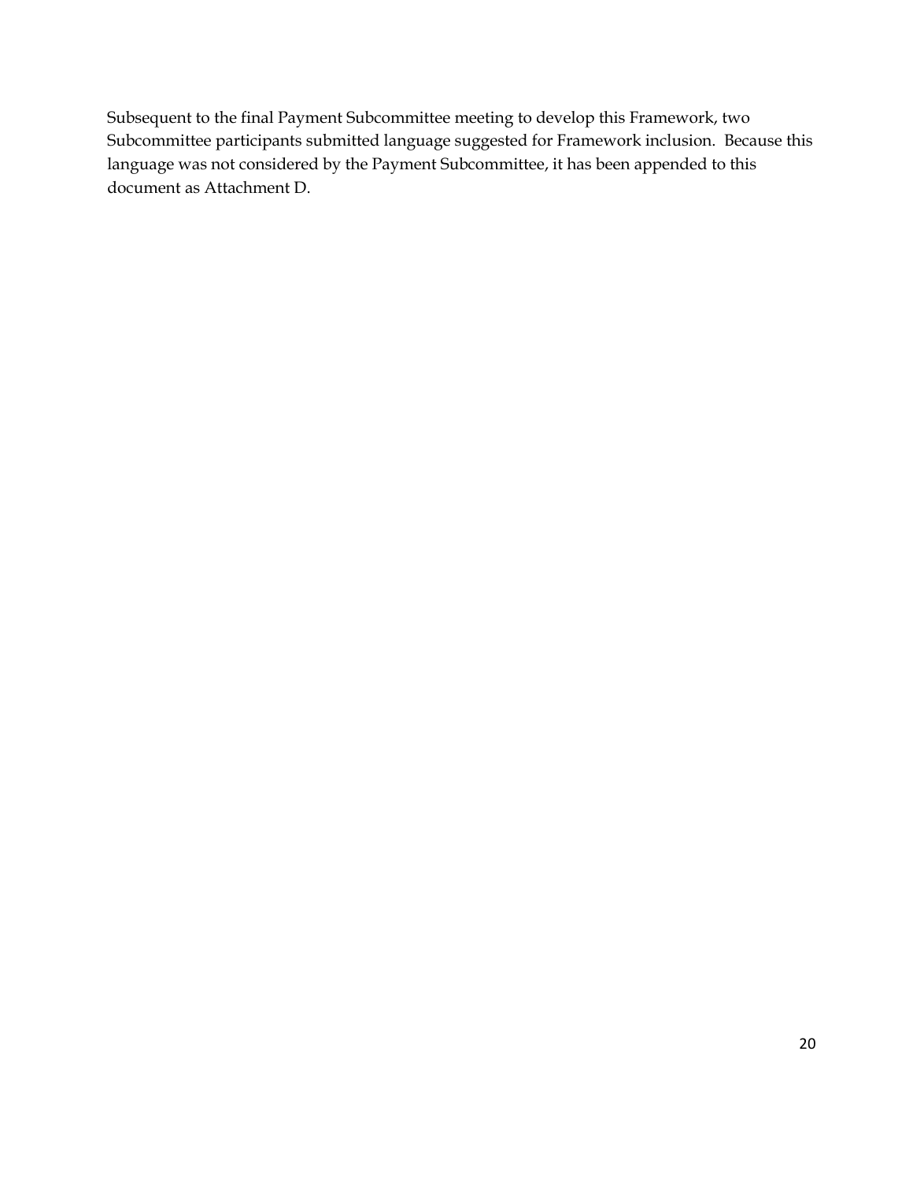Subsequent to the final Payment Subcommittee meeting to develop this Framework, two Subcommittee participants submitted language suggested for Framework inclusion. Because this language was not considered by the Payment Subcommittee, it has been appended to this document as Attachment D.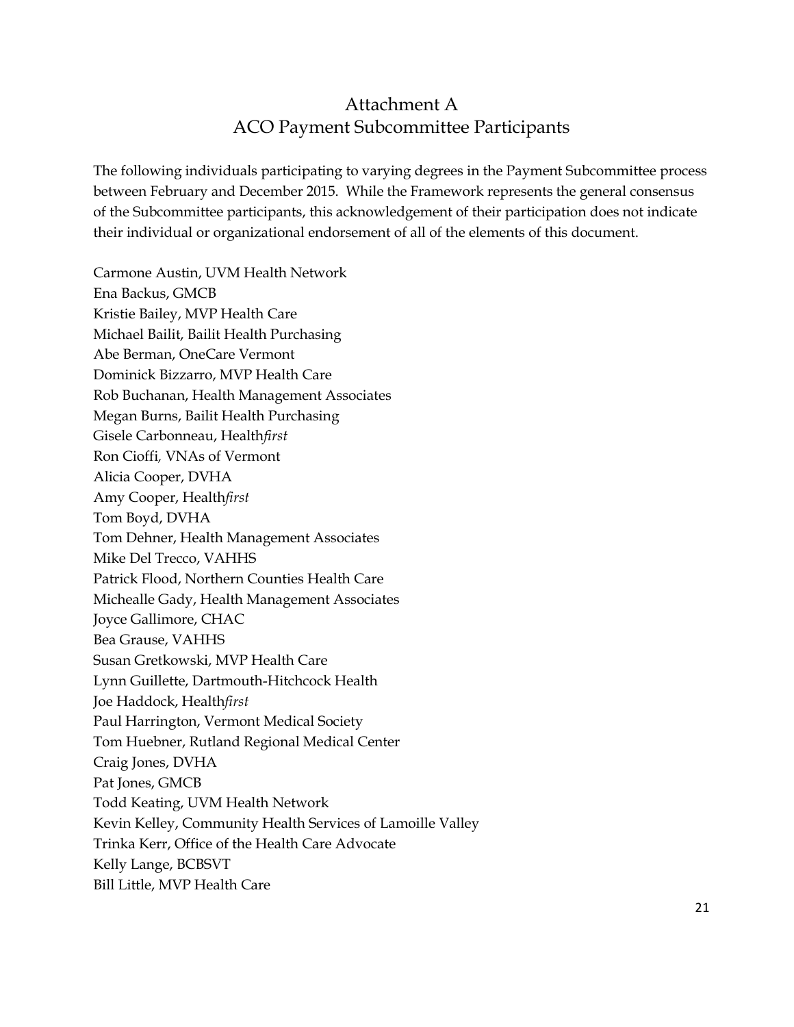# Attachment A
## ACO Payment Subcommittee Participants

The following individuals participating to varying degrees in the Payment Subcommittee process between February and December 2015. While the Framework represents the general consensus of the Subcommittee participants, this acknowledgement of their participation does not indicate their individual or organizational endorsement of all of the elements of this document.

Carmone Austin, UVM Health Network
Ena Backus, GMCB
Kristie Bailey, MVP Health Care
Michael Bailit, Bailit Health Purchasing
Abe Berman, OneCare Vermont
Dominick Bizzarro, MVP Health Care
Rob Buchanan, Health Management Associates
Megan Burns, Bailit Health Purchasing
Gisele Carbonneau, Health*first*
Ron Cioffi, VNAs of Vermont
Alicia Cooper, DVHA
Amy Cooper, Health*first*
Tom Boyd, DVHA
Tom Dehner, Health Management Associates
Mike Del Trecco, VAHHS
Patrick Flood, Northern Counties Health Care
Michealle Gady, Health Management Associates
Joyce Gallimore, CHAC
Bea Grause, VAHHS
Susan Gretkowski, MVP Health Care
Lynn Guillette, Dartmouth-Hitchcock Health
Joe Haddock, Health*first*
Paul Harrington, Vermont Medical Society
Tom Huebner, Rutland Regional Medical Center
Craig Jones, DVHA
Pat Jones, GMCB
Todd Keating, UVM Health Network
Kevin Kelley, Community Health Services of Lamoille Valley
Trinka Kerr, Office of the Health Care Advocate
Kelly Lange, BCBSVT
Bill Little, MVP Health Care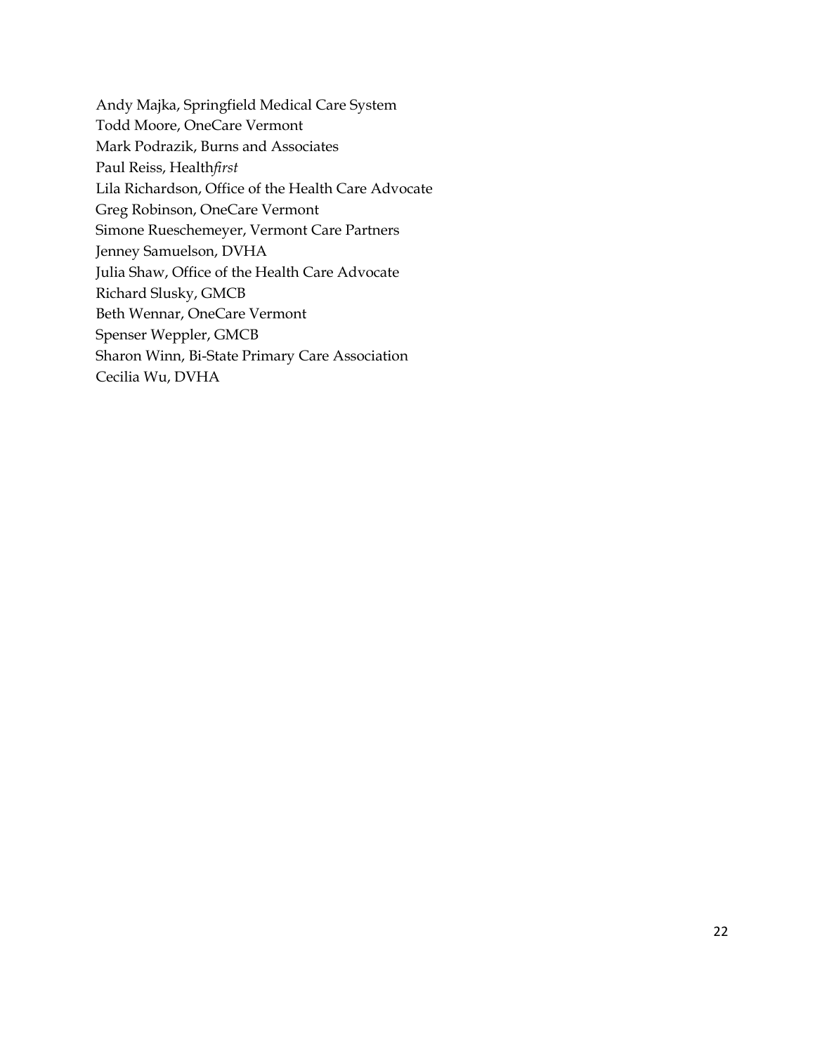Andy Majka, Springfield Medical Care System
Todd Moore, OneCare Vermont
Mark Podrazik, Burns and Associates
Paul Reiss, Health*first*
Lila Richardson, Office of the Health Care Advocate
Greg Robinson, OneCare Vermont
Simone Rueschemeyer, Vermont Care Partners
Jenney Samuelson, DVHA
Julia Shaw, Office of the Health Care Advocate
Richard Slusky, GMCB
Beth Wennar, OneCare Vermont
Spenser Weppler, GMCB
Sharon Winn, Bi-State Primary Care Association
Cecilia Wu, DVHA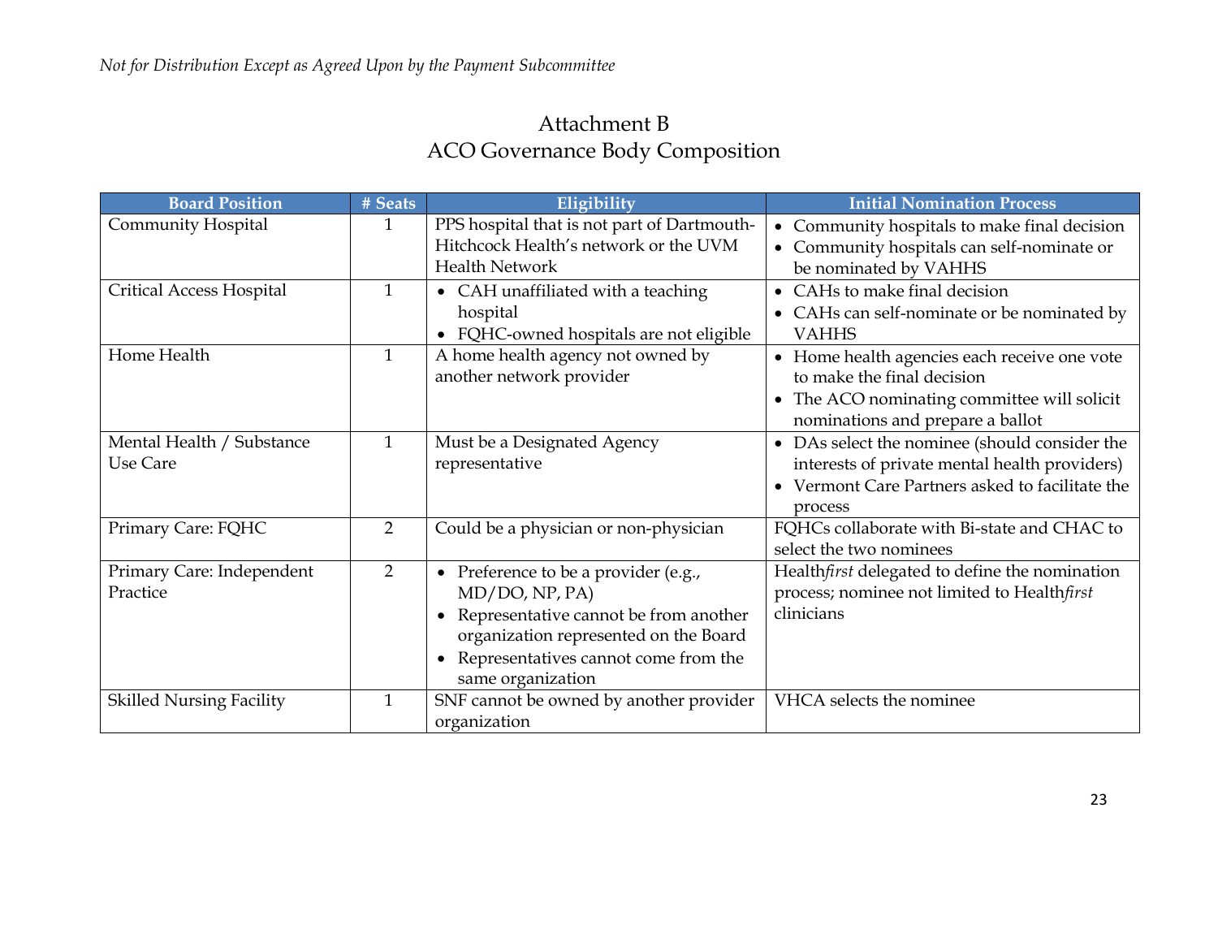*Not for Distribution Except as Agreed Upon by the Payment Subcommittee*

# Attachment B
## ACO Governance Body Composition

| Board Position | # Seats | Eligibility | Initial Nomination Process |
|---|---|---|---|
| Community Hospital | 1 | PPS hospital that is not part of Dartmouth-Hitchcock Health's network or the UVM Health Network | • Community hospitals to make final decision<br>• Community hospitals can self-nominate or be nominated by VAHHS |
| Critical Access Hospital | 1 | • CAH unaffiliated with a teaching hospital<br>• FQHC-owned hospitals are not eligible | • CAHs to make final decision<br>• CAHs can self-nominate or be nominated by VAHHS |
| Home Health | 1 | A home health agency not owned by another network provider | • Home health agencies each receive one vote to make the final decision<br>• The ACO nominating committee will solicit nominations and prepare a ballot |
| Mental Health / Substance Use Care | 1 | Must be a Designated Agency representative | • DAs select the nominee (should consider the interests of private mental health providers)<br>• Vermont Care Partners asked to facilitate the process |
| Primary Care: FQHC | 2 | Could be a physician or non-physician | FQHCs collaborate with Bi-state and CHAC to select the two nominees |
| Primary Care: Independent Practice | 2 | • Preference to be a provider (e.g., MD/DO, NP, PA)<br>• Representative cannot be from another organization represented on the Board<br>• Representatives cannot come from the same organization | Health*first* delegated to define the nomination process; nominee not limited to Health*first* clinicians |
| Skilled Nursing Facility | 1 | SNF cannot be owned by another provider organization | VHCA selects the nominee |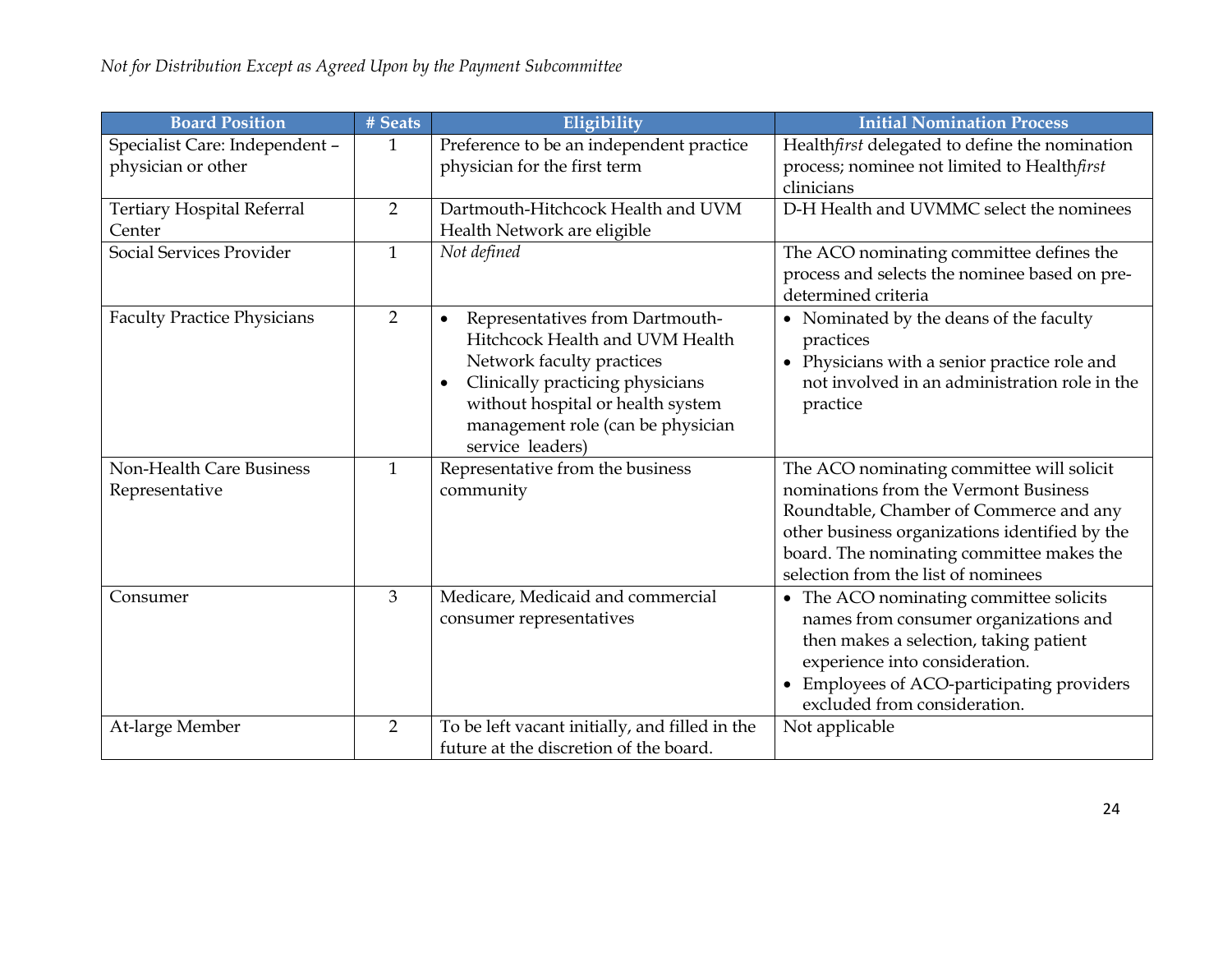| Board Position | # Seats | Eligibility | Initial Nomination Process |
|---|---|---|---|
| Specialist Care: Independent – physician or other | 1 | Preference to be an independent practice physician for the first term | Health*first* delegated to define the nomination process; nominee not limited to Health*first* clinicians |
| Tertiary Hospital Referral Center | 2 | Dartmouth-Hitchcock Health and UVM Health Network are eligible | D-H Health and UVMMC select the nominees |
| Social Services Provider | 1 | *Not defined* | The ACO nominating committee defines the process and selects the nominee based on pre-determined criteria |
| Faculty Practice Physicians | 2 | • Representatives from Dartmouth-Hitchcock Health and UVM Health Network faculty practices<br>• Clinically practicing physicians without hospital or health system management role (can be physician service leaders) | • Nominated by the deans of the faculty practices<br>• Physicians with a senior practice role and not involved in an administration role in the practice |
| Non-Health Care Business Representative | 1 | Representative from the business community | The ACO nominating committee will solicit nominations from the Vermont Business Roundtable, Chamber of Commerce and any other business organizations identified by the board. The nominating committee makes the selection from the list of nominees |
| Consumer | 3 | Medicare, Medicaid and commercial consumer representatives | • The ACO nominating committee solicits names from consumer organizations and then makes a selection, taking patient experience into consideration.<br>• Employees of ACO-participating providers excluded from consideration. |
| At-large Member | 2 | To be left vacant initially, and filled in the future at the discretion of the board. | Not applicable |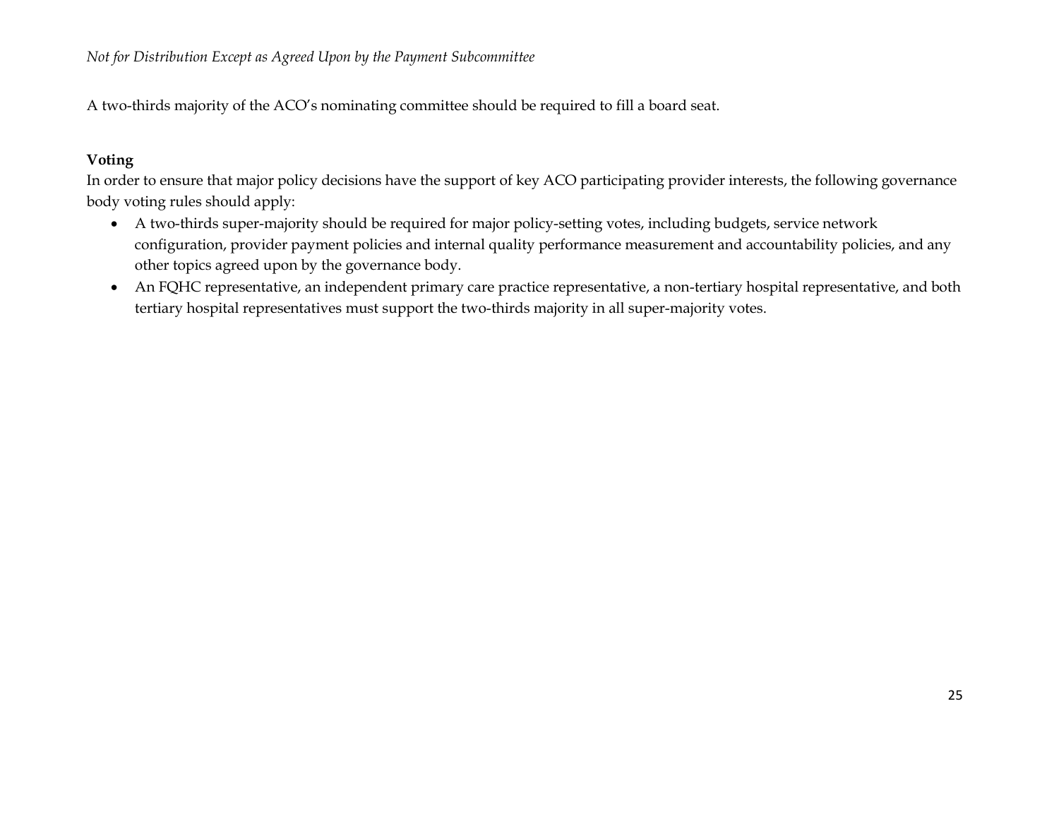A two-thirds majority of the ACO's nominating committee should be required to fill a board seat.

**Voting**

In order to ensure that major policy decisions have the support of key ACO participating provider interests, the following governance body voting rules should apply:

- A two-thirds super-majority should be required for major policy-setting votes, including budgets, service network configuration, provider payment policies and internal quality performance measurement and accountability policies, and any other topics agreed upon by the governance body.
- An FQHC representative, an independent primary care practice representative, a non-tertiary hospital representative, and both tertiary hospital representatives must support the two-thirds majority in all super-majority votes.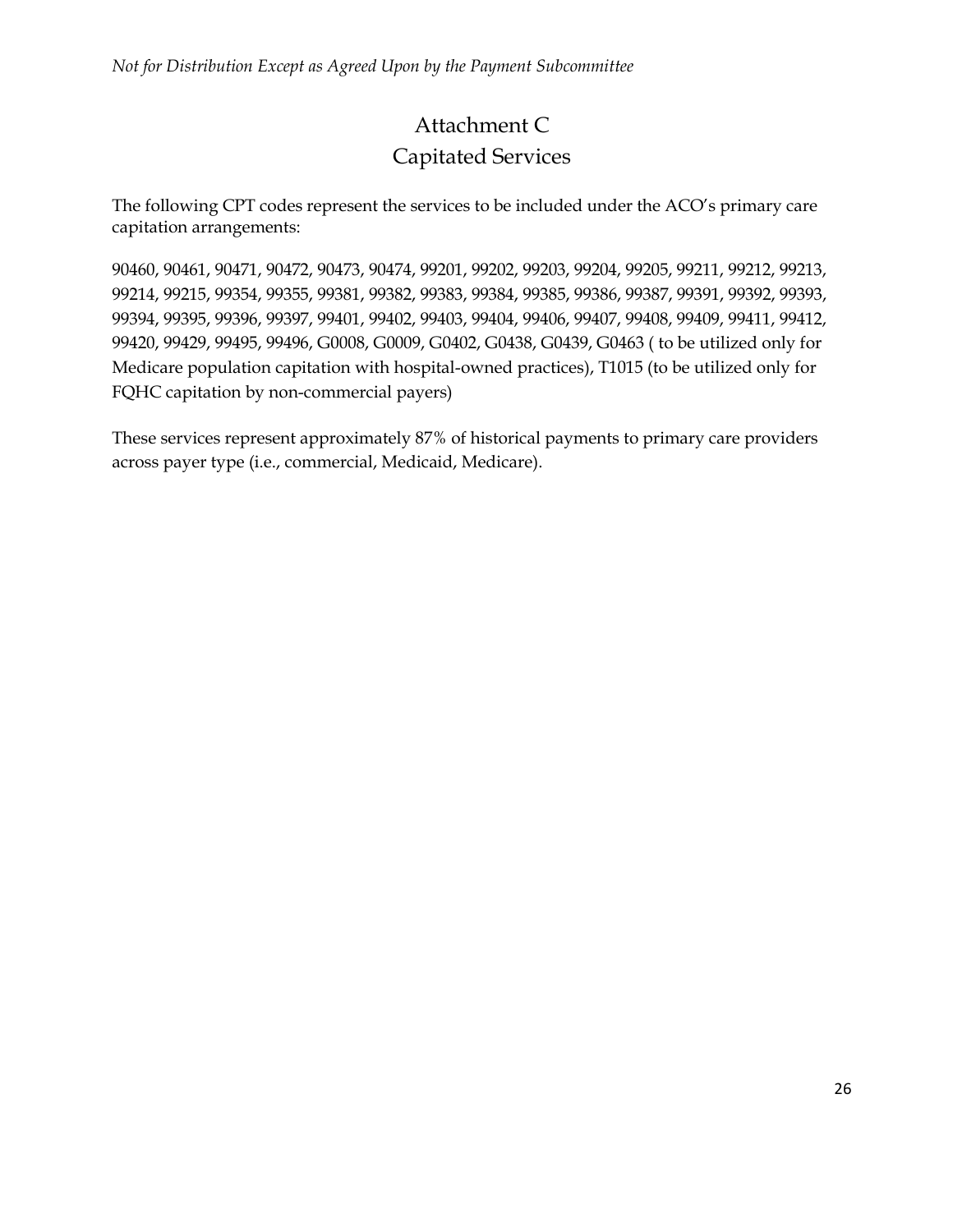# Attachment C
## Capitated Services

The following CPT codes represent the services to be included under the ACO's primary care capitation arrangements:

90460, 90461, 90471, 90472, 90473, 90474, 99201, 99202, 99203, 99204, 99205, 99211, 99212, 99213, 99214, 99215, 99354, 99355, 99381, 99382, 99383, 99384, 99385, 99386, 99387, 99391, 99392, 99393, 99394, 99395, 99396, 99397, 99401, 99402, 99403, 99404, 99406, 99407, 99408, 99409, 99411, 99412, 99420, 99429, 99495, 99496, G0008, G0009, G0402, G0438, G0439, G0463 ( to be utilized only for Medicare population capitation with hospital-owned practices), T1015 (to be utilized only for FQHC capitation by non-commercial payers)

These services represent approximately 87% of historical payments to primary care providers across payer type (i.e., commercial, Medicaid, Medicare).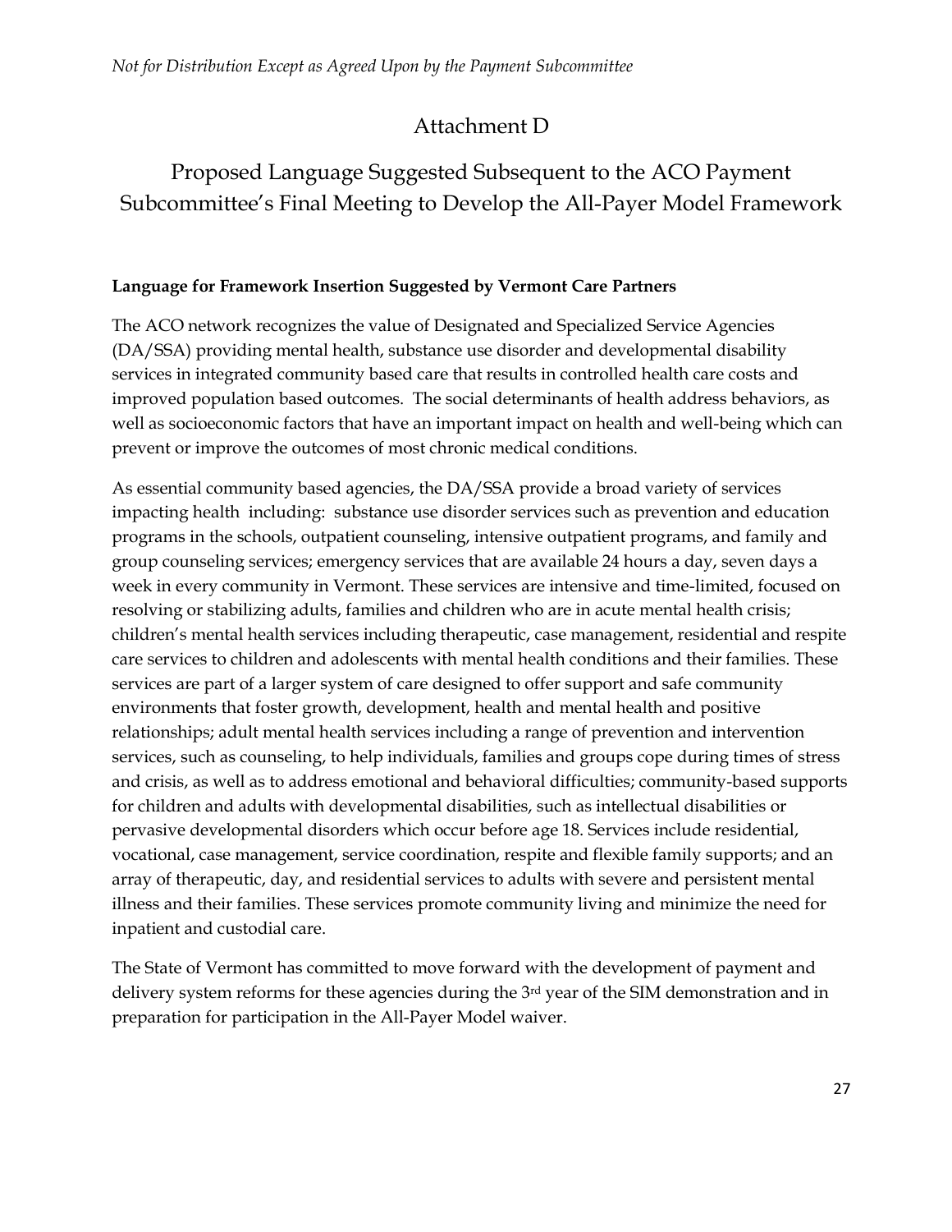# Attachment D

## Proposed Language Suggested Subsequent to the ACO Payment Subcommittee's Final Meeting to Develop the All-Payer Model Framework

**Language for Framework Insertion Suggested by Vermont Care Partners**

The ACO network recognizes the value of Designated and Specialized Service Agencies (DA/SSA) providing mental health, substance use disorder and developmental disability services in integrated community based care that results in controlled health care costs and improved population based outcomes. The social determinants of health address behaviors, as well as socioeconomic factors that have an important impact on health and well-being which can prevent or improve the outcomes of most chronic medical conditions.

As essential community based agencies, the DA/SSA provide a broad variety of services impacting health including: substance use disorder services such as prevention and education programs in the schools, outpatient counseling, intensive outpatient programs, and family and group counseling services; emergency services that are available 24 hours a day, seven days a week in every community in Vermont. These services are intensive and time-limited, focused on resolving or stabilizing adults, families and children who are in acute mental health crisis; children's mental health services including therapeutic, case management, residential and respite care services to children and adolescents with mental health conditions and their families. These services are part of a larger system of care designed to offer support and safe community environments that foster growth, development, health and mental health and positive relationships; adult mental health services including a range of prevention and intervention services, such as counseling, to help individuals, families and groups cope during times of stress and crisis, as well as to address emotional and behavioral difficulties; community-based supports for children and adults with developmental disabilities, such as intellectual disabilities or pervasive developmental disorders which occur before age 18. Services include residential, vocational, case management, service coordination, respite and flexible family supports; and an array of therapeutic, day, and residential services to adults with severe and persistent mental illness and their families. These services promote community living and minimize the need for inpatient and custodial care.

The State of Vermont has committed to move forward with the development of payment and delivery system reforms for these agencies during the 3rd year of the SIM demonstration and in preparation for participation in the All-Payer Model waiver.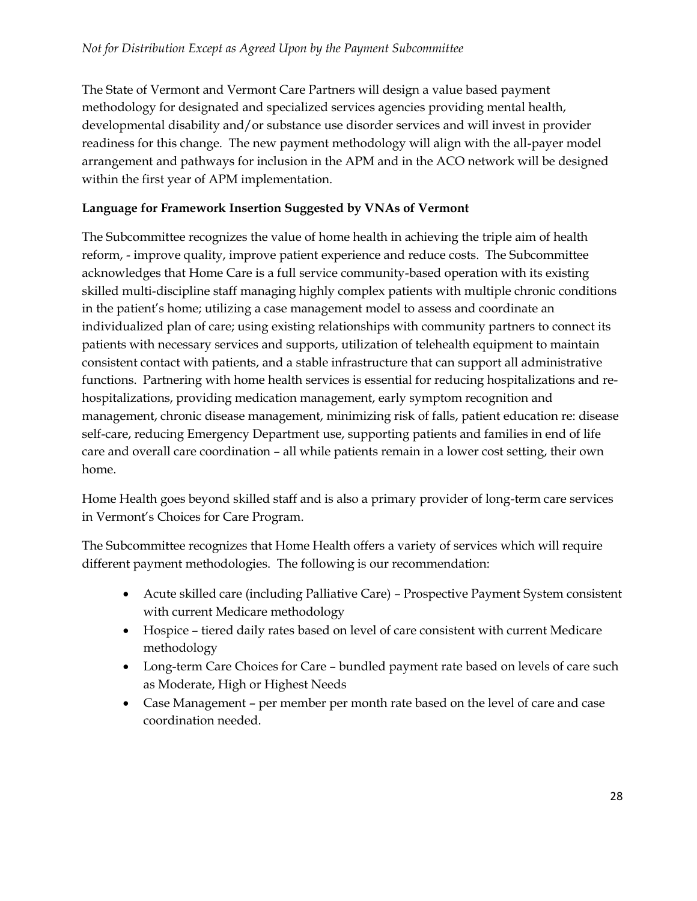The State of Vermont and Vermont Care Partners will design a value based payment methodology for designated and specialized services agencies providing mental health, developmental disability and/or substance use disorder services and will invest in provider readiness for this change. The new payment methodology will align with the all-payer model arrangement and pathways for inclusion in the APM and in the ACO network will be designed within the first year of APM implementation.

**Language for Framework Insertion Suggested by VNAs of Vermont**

The Subcommittee recognizes the value of home health in achieving the triple aim of health reform, - improve quality, improve patient experience and reduce costs. The Subcommittee acknowledges that Home Care is a full service community-based operation with its existing skilled multi-discipline staff managing highly complex patients with multiple chronic conditions in the patient's home; utilizing a case management model to assess and coordinate an individualized plan of care; using existing relationships with community partners to connect its patients with necessary services and supports, utilization of telehealth equipment to maintain consistent contact with patients, and a stable infrastructure that can support all administrative functions. Partnering with home health services is essential for reducing hospitalizations and re-hospitalizations, providing medication management, early symptom recognition and management, chronic disease management, minimizing risk of falls, patient education re: disease self-care, reducing Emergency Department use, supporting patients and families in end of life care and overall care coordination – all while patients remain in a lower cost setting, their own home.

Home Health goes beyond skilled staff and is also a primary provider of long-term care services in Vermont's Choices for Care Program.

The Subcommittee recognizes that Home Health offers a variety of services which will require different payment methodologies. The following is our recommendation:

- Acute skilled care (including Palliative Care) – Prospective Payment System consistent with current Medicare methodology
- Hospice – tiered daily rates based on level of care consistent with current Medicare methodology
- Long-term Care Choices for Care – bundled payment rate based on levels of care such as Moderate, High or Highest Needs
- Case Management – per member per month rate based on the level of care and case coordination needed.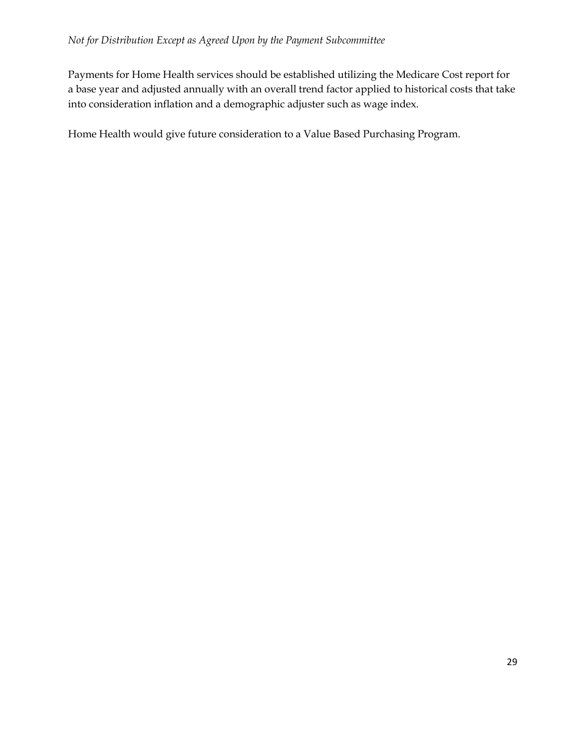Payments for Home Health services should be established utilizing the Medicare Cost report for a base year and adjusted annually with an overall trend factor applied to historical costs that take into consideration inflation and a demographic adjuster such as wage index.

Home Health would give future consideration to a Value Based Purchasing Program.